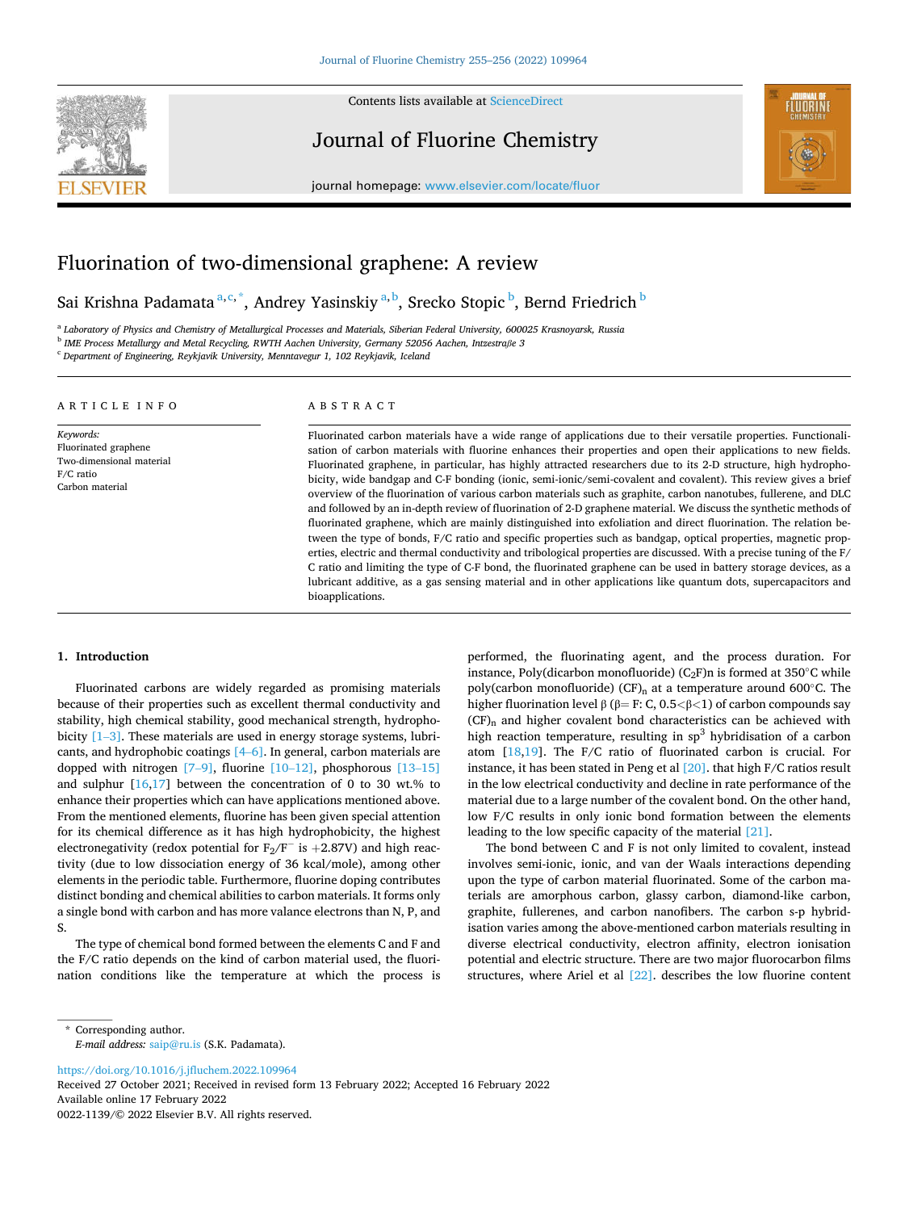# Fluorination of two-dimensional graphene: A review

Sai Krishna Padamata [a,c,*], Andrey Yasinskiy [a,b], Srecko Stopic [b], Bernd Friedrich [b]

[a] Laboratory of Physics and Chemistry of Metallurgical Processes and Materials, Siberian Federal University, 600025 Krasnoyarsk, Russia
[b] IME Process Metallurgy and Metal Recycling, RWTH Aachen University, Germany 52056 Aachen, Intzestraβe 3
[c] Department of Engineering, Reykjavik University, Menntavegur 1, 102 Reykjavik, Iceland

## ARTICLE INFO

*Keywords:*
Fluorinated graphene
Two-dimensional material
F/C ratio
Carbon material

## ABSTRACT

Fluorinated carbon materials have a wide range of applications due to their versatile properties. Functionalisation of carbon materials with fluorine enhances their properties and open their applications to new fields. Fluorinated graphene, in particular, has highly attracted researchers due to its 2-D structure, high hydrophobicity, wide bandgap and C-F bonding (ionic, semi-ionic/semi-covalent and covalent). This review gives a brief overview of the fluorination of various carbon materials such as graphite, carbon nanotubes, fullerene, and DLC and followed by an in-depth review of fluorination of 2-D graphene material. We discuss the synthetic methods of fluorinated graphene, which are mainly distinguished into exfoliation and direct fluorination. The relation between the type of bonds, F/C ratio and specific properties such as bandgap, optical properties, magnetic properties, electric and thermal conductivity and tribological properties are discussed. With a precise tuning of the F/C ratio and limiting the type of C-F bond, the fluorinated graphene can be used in battery storage devices, as a lubricant additive, as a gas sensing material and in other applications like quantum dots, supercapacitors and bioapplications.

## 1. Introduction

Fluorinated carbons are widely regarded as promising materials because of their properties such as excellent thermal conductivity and stability, high chemical stability, good mechanical strength, hydrophobicity [1–3]. These materials are used in energy storage systems, lubricants, and hydrophobic coatings [4–6]. In general, carbon materials are dopped with nitrogen [7–9], fluorine [10–12], phosphorous [13–15] and sulphur [16,17] between the concentration of 0 to 30 wt.% to enhance their properties which can have applications mentioned above. From the mentioned elements, fluorine has been given special attention for its chemical difference as it has high hydrophobicity, the highest electronegativity (redox potential for $F_2/F^-$ is +2.87V) and high reactivity (due to low dissociation energy of 36 kcal/mole), among other elements in the periodic table. Furthermore, fluorine doping contributes distinct bonding and chemical abilities to carbon materials. It forms only a single bond with carbon and has more valance electrons than N, P, and S.

The type of chemical bond formed between the elements C and F and the F/C ratio depends on the kind of carbon material used, the fluorination conditions like the temperature at which the process is performed, the fluorinating agent, and the process duration. For instance, Poly(dicarbon monofluoride) $(C_2F)n$ is formed at 350°C while poly(carbon monofluoride) $(CF)_n$ at a temperature around 600°C. The higher fluorination level β (β= F: C, 0.5<β<1) of carbon compounds say $(CF)_n$ and higher covalent bond characteristics can be achieved with high reaction temperature, resulting in $sp^3$ hybridisation of a carbon atom [18,19]. The F/C ratio of fluorinated carbon is crucial. For instance, it has been stated in Peng et al [20]. that high F/C ratios result in the low electrical conductivity and decline in rate performance of the material due to a large number of the covalent bond. On the other hand, low F/C results in only ionic bond formation between the elements leading to the low specific capacity of the material [21].

The bond between C and F is not only limited to covalent, instead involves semi-ionic, ionic, and van der Waals interactions depending upon the type of carbon material fluorinated. Some of the carbon materials are amorphous carbon, glassy carbon, diamond-like carbon, graphite, fullerenes, and carbon nanofibers. The carbon s-p hybridisation varies among the above-mentioned carbon materials resulting in diverse electrical conductivity, electron affinity, electron ionisation potential and electric structure. There are two major fluorocarbon films structures, where Ariel et al [22]. describes the low fluorine content

\* Corresponding author.
*E-mail address:* saip@ru.is (S.K. Padamata).

https://doi.org/10.1016/j.jfluchem.2022.109964
Received 27 October 2021; Received in revised form 13 February 2022; Accepted 16 February 2022
Available online 17 February 2022
0022-1139/© 2022 Elsevier B.V. All rights reserved.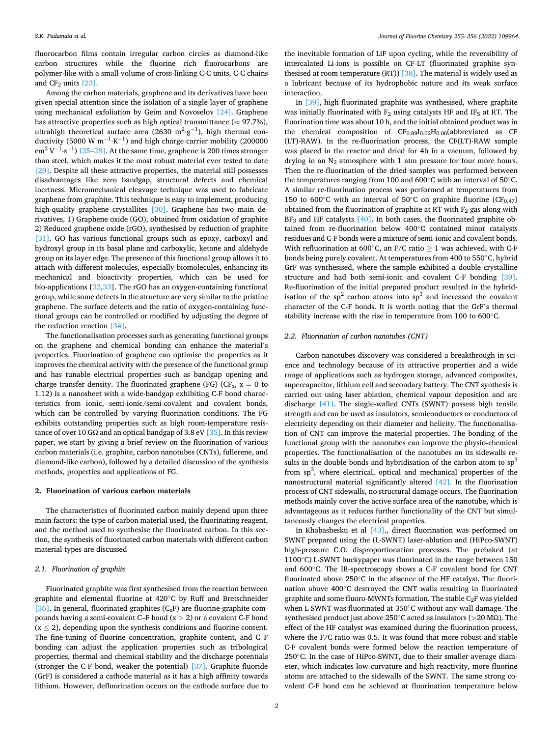fluorocarbon films contain irregular carbon circles as diamond-like carbon structures while the fluorine rich fluorocarbons are polymer-like with a small volume of cross-linking C-C units, C-C chains and $CF_2$ units [23].

Among the carbon materials, graphene and its derivatives have been given special attention since the isolation of a single layer of graphene using mechanical exfoliation by Geim and Novoselov [24]. Graphene has attractive properties such as high optical transmittance (≈ 97.7%), ultrahigh theoretical surface area (2630 $m^2 \cdot g^{-1}$), high thermal conductivity (5000 W $m^{-1} \cdot K^{-1}$) and high charge carrier mobility (200000 $cm^2 V^{-1} \cdot s^{-1}$) [25–28]. At the same time, graphene is 200 times stronger than steel, which makes it the most robust material ever tested to date [29]. Despite all these attractive properties, the material still possesses disadvantages like zero bandgap, structural defects and chemical inertness. Micromechanical cleavage technique was used to fabricate graphene from graphite. This technique is easy to implement, producing high-quality graphene crystallites [30]. Graphene has two main derivatives, 1) Graphene oxide (GO), obtained from oxidation of graphite 2) Reduced graphene oxide (rGO), synthesised by reduction of graphite [31]. GO has various functional groups such as epoxy, carboxyl and hydroxyl group in its basal plane and carboxylic, ketone and aldehyde group on its layer edge. The presence of this functional group allows it to attach with different molecules, especially biomolecules, enhancing its mechanical and bioactivity properties, which can be used for bio-applications [32,33]. The rGO has an oxygen-containing functional group, while some defects in the structure are very similar to the pristine graphene. The surface defects and the ratio of oxygen-containing functional groups can be controlled or modified by adjusting the degree of the reduction reaction [34].

The functionalisation processes such as generating functional groups on the graphene and chemical bonding can enhance the material's properties. Fluorination of graphene can optimise the properties as it improves the chemical activity with the presence of the functional group and has tunable electrical properties such as bandgap opening and charge transfer density. The fluorinated graphene (FG) ($CF_x$, x = 0 to 1.12) is a nanosheet with a wide-bandgap exhibiting C-F bond characteristics from ionic, semi-ionic/semi-covalent and covalent bonds, which can be controlled by varying fluorination conditions. The FG exhibits outstanding properties such as high room-temperature resistance of over 10 GΩ and an optical bandgap of 3.8 eV [35]. In this review paper, we start by giving a brief review on the fluorination of various carbon materials (i.e. graphite, carbon nanotubes (CNTs), fullerene, and diamond-like carbon), followed by a detailed discussion of the synthesis methods, properties and applications of FG.

## 2. Fluorination of various carbon materials

The characteristics of fluorinated carbon mainly depend upon three main factors: the type of carbon material used, the fluorinating reagent, and the method used to synthesise the fluorinated carbon. In this section, the synthesis of fluorinated carbon materials with different carbon material types are discussed

### 2.1. Fluorination of graphite

Fluorinated graphite was first synthesised from the reaction between graphite and elemental fluorine at 420°C by Ruff and Bretschneider [36]. In general, fluorinated graphites ($C_xF$) are fluorine-graphite compounds having a semi-covalent C–F bond (x > 2) or a covalent C-F bond (x ≤ 2), depending upon the synthesis conditions and fluorine content. The fine-tuning of fluorine concentration, graphite content, and C–F bonding can adjust the application properties such as tribological properties, thermal and chemical stability and the discharge potentials (stronger the C-F bond, weaker the potential) [37]. Graphite fluoride (GrF) is considered a cathode material as it has a high affinity towards lithium. However, defluorination occurs on the cathode surface due to the inevitable formation of LiF upon cycling, while the reversibility of intercalated Li-ions is possible on CF-LT (fluorinated graphite synthesised at room temperature (RT)) [38]. The material is widely used as a lubricant because of its hydrophobic nature and its weak surface interaction.

In [39], high fluorinated graphite was synthesised, where graphite was initially fluorinated with $F_2$ using catalysts HF and $IF_5$ at RT. The fluorination time was about 10 h, and the initial obtained product was in the chemical composition of $CF_{0.89}I_{0.02}H_{0.06}$(abbreviated as CF (LT)-RAW). In the re-fluorination process, the CF(LT)-RAW sample was placed in the reactor and dried for 4h in a vacuum, followed by drying in an $N_2$ atmosphere with 1 atm pressure for four more hours. Then the re-fluorination of the dried samples was performed between the temperatures ranging from 100 and 600°C with an interval of 50°C. A similar re-fluorination process was performed at temperatures from 150 to 600°C with an interval of 50°C on graphite fluorine ($CF_{0.47}$) obtained from the fluorination of graphite at RT with $F_2$ gas along with $BF_3$ and HF catalysts [40]. In both cases, the fluorinated graphite obtained from re-fluorination below 400°C contained minor catalysts residues and C-F bonds were a mixture of semi-ionic and covalent bonds. With refluorination at 600°C, an F/C ratio ≥ 1 was achieved, with C-F bonds being purely covalent. At temperatures from 400 to 550°C, hybrid GrF was synthesised, where the sample exhibited a double crystalline structure and had both semi-ionic and covalent C-F bonding [39]. Re-fluorination of the initial prepared product resulted in the hybridisation of the $sp^2$ carbon atoms into $sp^3$ and increased the covalent character of the C-F bonds. It is worth noting that the GrF's thermal stability increase with the rise in temperature from 100 to 600°C.

### 2.2. Fluorination of carbon nanotubes (CNT)

Carbon nanotubes discovery was considered a breakthrough in science and technology because of its attractive properties and a wide range of applications such as hydrogen storage, advanced composites, supercapacitor, lithium cell and secondary battery. The CNT synthesis is carried out using laser ablation, chemical vapour deposition and arc discharge [41]. The single-walled CNTs (SWNT) possess high tensile strength and can be used as insulators, semiconductors or conductors of electricity depending on their diameter and helicity. The functionalisation of CNT can improve the material properties. The bonding of the functional group with the nanotubes can improve the physio-chemical properties. The functionalisation of the nanotubes on its sidewalls results in the double bonds and hybridisation of the carbon atom to $sp^3$ from $sp^2$, where electrical, optical and mechanical properties of the nanostructural material significantly altered [42]. In the fluorination process of CNT sidewalls, no structural damage occurs. The fluorination methods mainly cover the active surface area of the nanotube, which is advantageous as it reduces further functionality of the CNT but simultaneously changes the electrical properties.

In Khabashesku et al [43]., direct fluorination was performed on SWNT prepared using the (L-SWNT) laser-ablation and (HiPco-SWNT) high-pressure C.O. disproportionation processes. The prebaked (at 1100°C) L-SWNT buckypaper was fluorinated in the range between 150 and 600°C. The IR-spectroscopy shows a C-F covalent bond for CNT fluorinated above 250°C in the absence of the HF catalyst. The fluorination above 400°C destroyed the CNT walls resulting in fluorinated graphite and some fluoro-MWNTs formation. The stable $C_2F$ was yielded when L-SWNT was fluorinated at 350°C without any wall damage. The synthesised product just above 250°C acted as insulators (>20 MΩ). The effect of the HF catalyst was examined during the fluorination process, where the F/C ratio was 0.5. It was found that more robust and stable C-F covalent bonds were formed below the reaction temperature of 250°C. In the case of HiPco-SWNT, due to their smaller average diameter, which indicates low curvature and high reactivity, more fluorine atoms are attached to the sidewalls of the SWNT. The same strong covalent C-F bond can be achieved at fluorination temperature below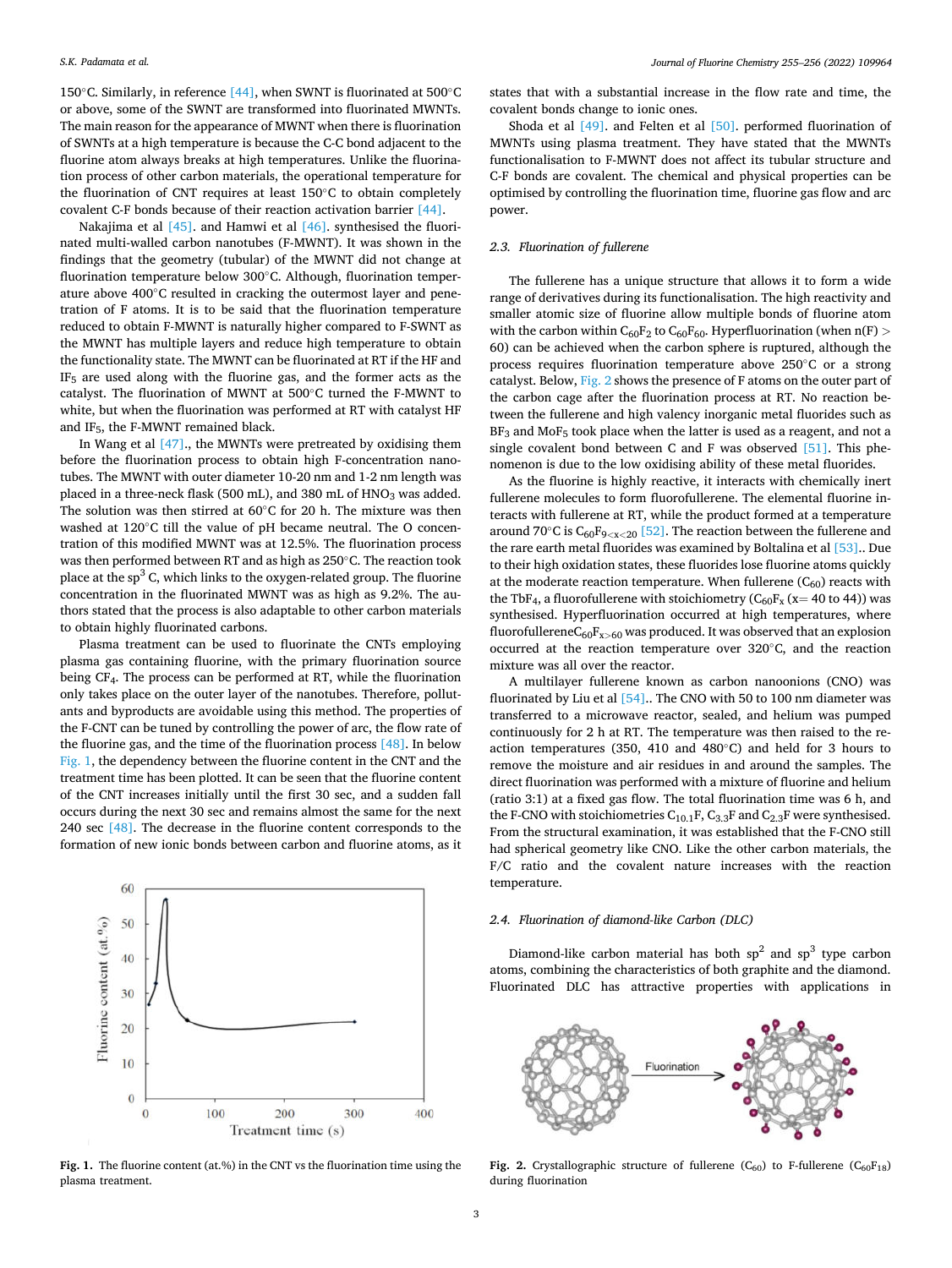150°C. Similarly, in reference [44], when SWNT is fluorinated at 500°C or above, some of the SWNT are transformed into fluorinated MWNTs. The main reason for the appearance of MWNT when there is fluorination of SWNTs at a high temperature is because the C-C bond adjacent to the fluorine atom always breaks at high temperatures. Unlike the fluorination process of other carbon materials, the operational temperature for the fluorination of CNT requires at least 150°C to obtain completely covalent C-F bonds because of their reaction activation barrier [44].

Nakajima et al [45]. and Hamwi et al [46]. synthesised the fluorinated multi-walled carbon nanotubes (F-MWNT). It was shown in the findings that the geometry (tubular) of the MWNT did not change at fluorination temperature below 300°C. Although, fluorination temperature above 400°C resulted in cracking the outermost layer and penetration of F atoms. It is to be said that the fluorination temperature reduced to obtain F-MWNT is naturally higher compared to F-SWNT as the MWNT has multiple layers and reduce high temperature to obtain the functionality state. The MWNT can be fluorinated at RT if the HF and $IF_5$ are used along with the fluorine gas, and the former acts as the catalyst. The fluorination of MWNT at 500°C turned the F-MWNT to white, but when the fluorination was performed at RT with catalyst HF and $IF_5$, the F-MWNT remained black.

In Wang et al [47]., the MWNTs were pretreated by oxidising them before the fluorination process to obtain high F-concentration nanotubes. The MWNT with outer diameter 10-20 nm and 1-2 nm length was placed in a three-neck flask (500 mL), and 380 mL of $HNO_3$ was added. The solution was then stirred at 60°C for 20 h. The mixture was then washed at 120°C till the value of pH became neutral. The O concentration of this modified MWNT was at 12.5%. The fluorination process was then performed between RT and as high as 250°C. The reaction took place at the $sp^3$ C, which links to the oxygen-related group. The fluorine concentration in the fluorinated MWNT was as high as 9.2%. The authors stated that the process is also adaptable to other carbon materials to obtain highly fluorinated carbons.

Plasma treatment can be used to fluorinate the CNTs employing plasma gas containing fluorine, with the primary fluorination source being $CF_4$. The process can be performed at RT, while the fluorination only takes place on the outer layer of the nanotubes. Therefore, pollutants and byproducts are avoidable using this method. The properties of the F-CNT can be tuned by controlling the power of arc, the flow rate of the fluorine gas, and the time of the fluorination process [48]. In below Fig. 1, the dependency between the fluorine content in the CNT and the treatment time has been plotted. It can be seen that the fluorine content of the CNT increases initially until the first 30 sec, and a sudden fall occurs during the next 30 sec and remains almost the same for the next 240 sec [48]. The decrease in the fluorine content corresponds to the formation of new ionic bonds between carbon and fluorine atoms, as it states that with a substantial increase in the flow rate and time, the covalent bonds change to ionic ones.

**Fig. 1.** The fluorine content (at.%) in the CNT vs the fluorination time using the plasma treatment.

Shoda et al [49]. and Felten et al [50]. performed fluorination of MWNTs using plasma treatment. They have stated that the MWNTs functionalisation to F-MWNT does not affect its tubular structure and C-F bonds are covalent. The chemical and physical properties can be optimised by controlling the fluorination time, fluorine gas flow and arc power.

### 2.3. Fluorination of fullerene

The fullerene has a unique structure that allows it to form a wide range of derivatives during its functionalisation. The high reactivity and smaller atomic size of fluorine allow multiple bonds of fluorine atom with the carbon within $C_{60}F_2$ to $C_{60}F_{60}$. Hyperfluorination (when n(F) > 60) can be achieved when the carbon sphere is ruptured, although the process requires fluorination temperature above 250°C or a strong catalyst. Below, Fig. 2 shows the presence of F atoms on the outer part of the carbon cage after the fluorination process at RT. No reaction between the fullerene and high valency inorganic metal fluorides such as $BF_3$ and $MoF_5$ took place when the latter is used as a reagent, and not a single covalent bond between C and F was observed [51]. This phenomenon is due to the low oxidising ability of these metal fluorides.

As the fluorine is highly reactive, it interacts with chemically inert fullerene molecules to form fluorofullerene. The elemental fluorine interacts with fullerene at RT, while the product formed at a temperature around 70°C is $C_{60}F_{9<x<20}$ [52]. The reaction between the fullerene and the rare earth metal fluorides was examined by Boltalina et al [53].. Due to their high oxidation states, these fluorides lose fluorine atoms quickly at the moderate reaction temperature. When fullerene ($C_{60}$) reacts with the $TbF_4$, a fluorofullerene with stoichiometry ($C_{60}F_x$ (x= 40 to 44)) was synthesised. Hyperfluorination occurred at high temperatures, where fluorofullerene$C_{60}F_{x>60}$ was produced. It was observed that an explosion occurred at the reaction temperature over 320°C, and the reaction mixture was all over the reactor.

A multilayer fullerene known as carbon nanoonions (CNO) was fluorinated by Liu et al [54].. The CNO with 50 to 100 nm diameter was transferred to a microwave reactor, sealed, and helium was pumped continuously for 2 h at RT. The temperature was then raised to the reaction temperatures (350, 410 and 480°C) and held for 3 hours to remove the moisture and air residues in and around the samples. The direct fluorination was performed with a mixture of fluorine and helium (ratio 3:1) at a fixed gas flow. The total fluorination time was 6 h, and the F-CNO with stoichiometries $C_{10.1}F$, $C_{3.3}F$ and $C_{2.3}F$ were synthesised. From the structural examination, it was established that the F-CNO still had spherical geometry like CNO. Like the other carbon materials, the F/C ratio and the covalent nature increases with the reaction temperature.

### 2.4. Fluorination of diamond-like Carbon (DLC)

Diamond-like carbon material has both $sp^2$ and $sp^3$ type carbon atoms, combining the characteristics of both graphite and the diamond. Fluorinated DLC has attractive properties with applications in

**Fig. 2.** Crystallographic structure of fullerene ($C_{60}$) to F-fullerene ($C_{60}F_{18}$) during fluorination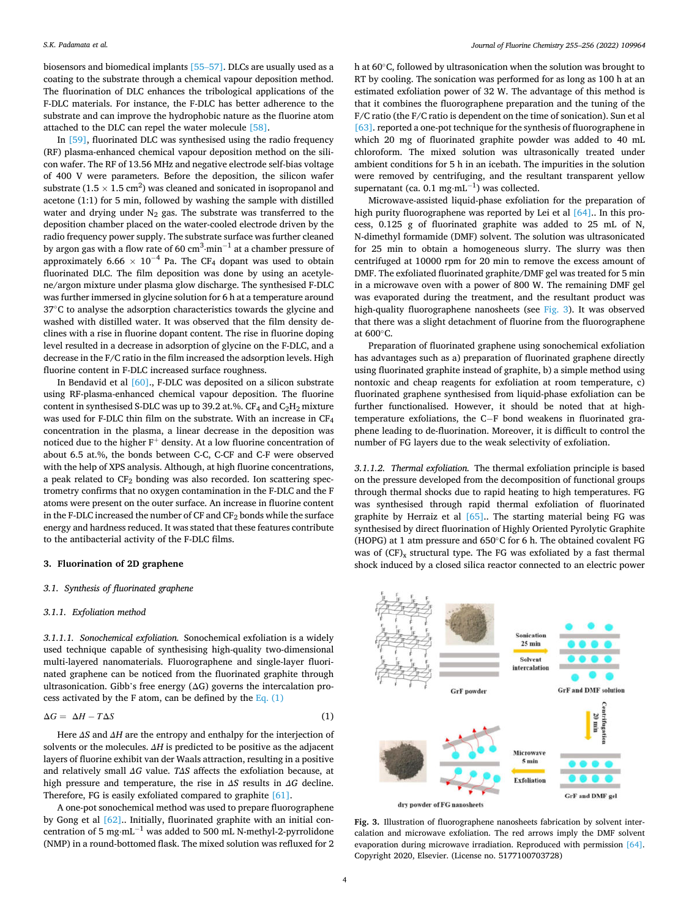biosensors and biomedical implants [55–57]. DLCs are usually used as a coating to the substrate through a chemical vapour deposition method. The fluorination of DLC enhances the tribological applications of the F-DLC materials. For instance, the F-DLC has better adherence to the substrate and can improve the hydrophobic nature as the fluorine atom attached to the DLC can repel the water molecule [58].

In [59], fluorinated DLC was synthesised using the radio frequency (RF) plasma-enhanced chemical vapour deposition method on the silicon wafer. The RF of 13.56 MHz and negative electrode self-bias voltage of 400 V were parameters. Before the deposition, the silicon wafer substrate ($1.5 \times 1.5$ cm$^2$) was cleaned and sonicated in isopropanol and acetone (1:1) for 5 min, followed by washing the sample with distilled water and drying under $N_2$ gas. The substrate was transferred to the deposition chamber placed on the water-cooled electrode driven by the radio frequency power supply. The substrate surface was further cleaned by argon gas with a flow rate of 60 cm$^3$·min$^{-1}$ at a chamber pressure of approximately $6.66 \times 10^{-4}$ Pa. The $CF_4$ dopant was used to obtain fluorinated DLC. The film deposition was done by using an acetylene/argon mixture under plasma glow discharge. The synthesised F-DLC was further immersed in glycine solution for 6 h at a temperature around 37°C to analyse the adsorption characteristics towards the glycine and washed with distilled water. It was observed that the film density declines with a rise in fluorine dopant content. The rise in fluorine doping level resulted in a decrease in adsorption of glycine on the F-DLC, and a decrease in the F/C ratio in the film increased the adsorption levels. High fluorine content in F-DLC increased surface roughness.

In Bendavid et al [60]., F-DLC was deposited on a silicon substrate using RF-plasma-enhanced chemical vapour deposition. The fluorine content in synthesised S-DLC was up to 39.2 at.%. $CF_4$ and $C_2H_2$ mixture was used for F-DLC thin film on the substrate. With an increase in $CF_4$ concentration in the plasma, a linear decrease in the deposition was noticed due to the higher $F^+$ density. At a low fluorine concentration of about 6.5 at.%, the bonds between C-C, C-CF and C-F were observed with the help of XPS analysis. Although, at high fluorine concentrations, a peak related to $CF_2$ bonding was also recorded. Ion scattering spectrometry confirms that no oxygen contamination in the F-DLC and the F atoms were present on the outer surface. An increase in fluorine content in the F-DLC increased the number of CF and $CF_2$ bonds while the surface energy and hardness reduced. It was stated that these features contribute to the antibacterial activity of the F-DLC films.

## 3. Fluorination of 2D graphene

### 3.1. Synthesis of fluorinated graphene

#### 3.1.1. Exfoliation method

*3.1.1.1. Sonochemical exfoliation.* Sonochemical exfoliation is a widely used technique capable of synthesising high-quality two-dimensional multi-layered nanomaterials. Fluorographene and single-layer fluorinated graphene can be noticed from the fluorinated graphite through ultrasonication. Gibb's free energy (ΔG) governs the intercalation process activated by the F atom, can be defined by the Eq. (1)

$$\Delta G = \Delta H - T\Delta S \tag{1}$$

Here $\Delta S$ and $\Delta H$ are the entropy and enthalpy for the interjection of solvents or the molecules. $\Delta H$ is predicted to be positive as the adjacent layers of fluorine exhibit van der Waals attraction, resulting in a positive and relatively small $\Delta G$ value. $T\Delta S$ affects the exfoliation because, at high pressure and temperature, the rise in $\Delta S$ results in $\Delta G$ decline. Therefore, FG is easily exfoliated compared to graphite [61].

A one-pot sonochemical method was used to prepare fluorographene by Gong et al [62].. Initially, fluorinated graphite with an initial concentration of 5 mg·mL$^{-1}$ was added to 500 mL N-methyl-2-pyrrolidone (NMP) in a round-bottomed flask. The mixed solution was refluxed for 2 h at 60°C, followed by ultrasonication when the solution was brought to RT by cooling. The sonication was performed for as long as 100 h at an estimated exfoliation power of 32 W. The advantage of this method is that it combines the fluorographene preparation and the tuning of the F/C ratio (the F/C ratio is dependent on the time of sonication). Sun et al [63]. reported a one-pot technique for the synthesis of fluorographene in which 20 mg of fluorinated graphite powder was added to 40 mL chloroform. The mixed solution was ultrasonically treated under ambient conditions for 5 h in an icebath. The impurities in the solution were removed by centrifuging, and the resultant transparent yellow supernatant (ca. 0.1 mg·mL$^{-1}$) was collected.

Microwave-assisted liquid-phase exfoliation for the preparation of high purity fluorographene was reported by Lei et al [64].. In this process, 0.125 g of fluorinated graphite was added to 25 mL of N, N-dimethyl formamide (DMF) solvent. The solution was ultrasonicated for 25 min to obtain a homogeneous slurry. The slurry was then centrifuged at 10000 rpm for 20 min to remove the excess amount of DMF. The exfoliated fluorinated graphite/DMF gel was treated for 5 min in a microwave oven with a power of 800 W. The remaining DMF gel was evaporated during the treatment, and the resultant product was high-quality fluorographene nanosheets (see Fig. 3). It was observed that there was a slight detachment of fluorine from the fluorographene at 600°C.

Preparation of fluorinated graphene using sonochemical exfoliation has advantages such as a) preparation of fluorinated graphene directly using fluorinated graphite instead of graphite, b) a simple method using nontoxic and cheap reagents for exfoliation at room temperature, c) fluorinated graphene synthesised from liquid-phase exfoliation can be further functionalised. However, it should be noted that at high-temperature exfoliations, the C−F bond weakens in fluorinated graphene leading to de-fluorination. Moreover, it is difficult to control the number of FG layers due to the weak selectivity of exfoliation.

*3.1.1.2. Thermal exfoliation.* The thermal exfoliation principle is based on the pressure developed from the decomposition of functional groups through thermal shocks due to rapid heating to high temperatures. FG was synthesised through rapid thermal exfoliation of fluorinated graphite by Herraiz et al [65].. The starting material being FG was synthesised by direct fluorination of Highly Oriented Pyrolytic Graphite (HOPG) at 1 atm pressure and 650°C for 6 h. The obtained covalent FG was of $(CF)_x$ structural type. The FG was exfoliated by a fast thermal shock induced by a closed silica reactor connected to an electric power

Fig. 3. Illustration of fluorographene nanosheets fabrication by solvent intercalation and microwave exfoliation. The red arrows imply the DMF solvent evaporation during microwave irradiation. Reproduced with permission [64]. Copyright 2020, Elsevier. (License no. 5177100703728)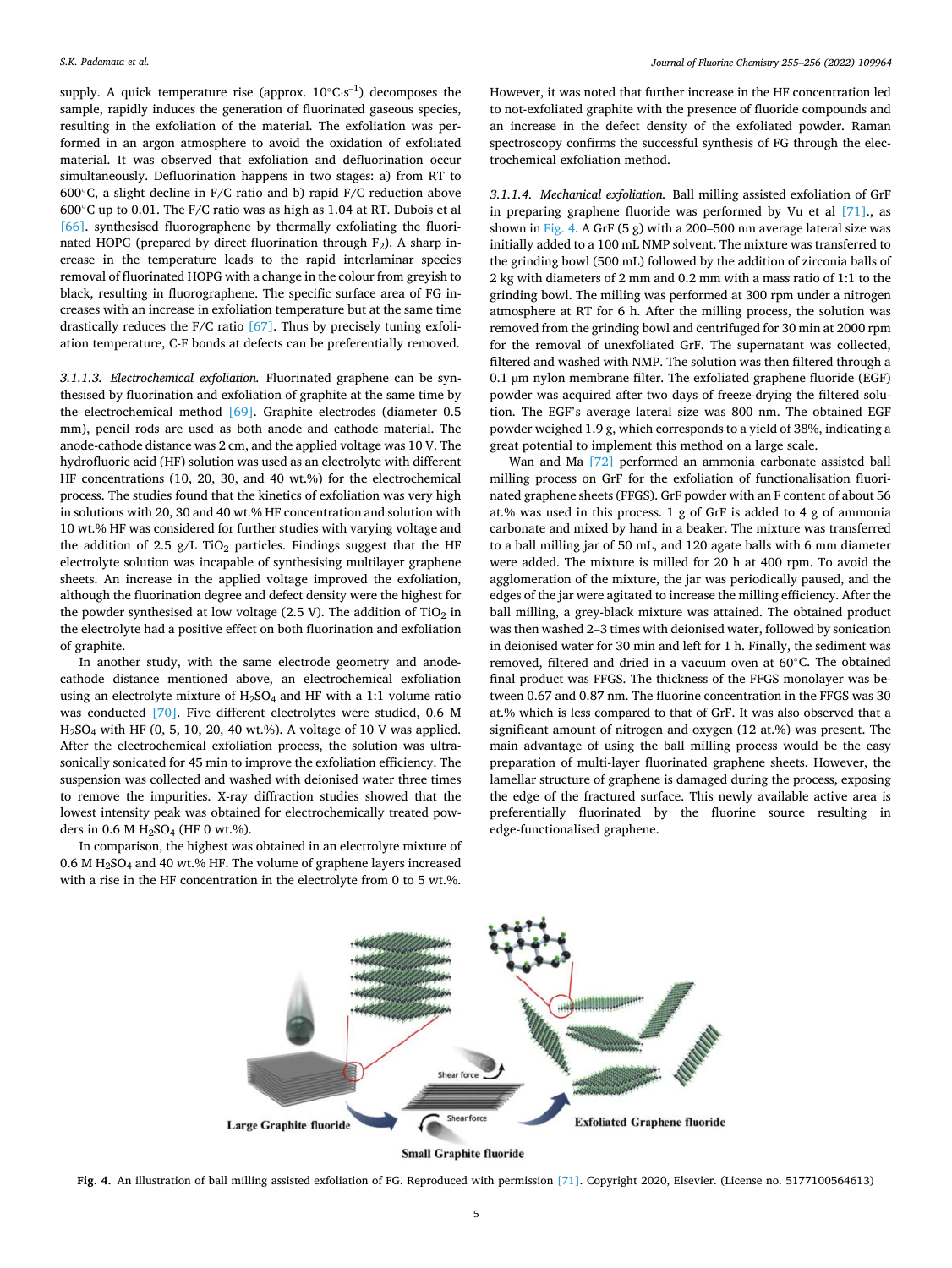supply. A quick temperature rise (approx. 10°C·s$^{-1}$) decomposes the sample, rapidly induces the generation of fluorinated gaseous species, resulting in the exfoliation of the material. The exfoliation was performed in an argon atmosphere to avoid the oxidation of exfoliated material. It was observed that exfoliation and defluorination occur simultaneously. Defluorination happens in two stages: a) from RT to 600°C, a slight decline in F/C ratio and b) rapid F/C reduction above 600°C up to 0.01. The F/C ratio was as high as 1.04 at RT. Dubois et al [66]. synthesised fluorographene by thermally exfoliating the fluorinated HOPG (prepared by direct fluorination through $F_2$). A sharp increase in the temperature leads to the rapid interlaminar species removal of fluorinated HOPG with a change in the colour from greyish to black, resulting in fluorographene. The specific surface area of FG increases with an increase in exfoliation temperature but at the same time drastically reduces the F/C ratio [67]. Thus by precisely tuning exfoliation temperature, C-F bonds at defects can be preferentially removed.

*3.1.1.3. Electrochemical exfoliation.* Fluorinated graphene can be synthesised by fluorination and exfoliation of graphite at the same time by the electrochemical method [69]. Graphite electrodes (diameter 0.5 mm), pencil rods are used as both anode and cathode material. The anode-cathode distance was 2 cm, and the applied voltage was 10 V. The hydrofluoric acid (HF) solution was used as an electrolyte with different HF concentrations (10, 20, 30, and 40 wt.%) for the electrochemical process. The studies found that the kinetics of exfoliation was very high in solutions with 20, 30 and 40 wt.% HF concentration and solution with 10 wt.% HF was considered for further studies with varying voltage and the addition of 2.5 g/L $TiO_2$ particles. Findings suggest that the HF electrolyte solution was incapable of synthesising multilayer graphene sheets. An increase in the applied voltage improved the exfoliation, although the fluorination degree and defect density were the highest for the powder synthesised at low voltage (2.5 V). The addition of $TiO_2$ in the electrolyte had a positive effect on both fluorination and exfoliation of graphite.

In another study, with the same electrode geometry and anode-cathode distance mentioned above, an electrochemical exfoliation using an electrolyte mixture of $H_2SO_4$ and HF with a 1:1 volume ratio was conducted [70]. Five different electrolytes were studied, 0.6 M $H_2SO_4$ with HF (0, 5, 10, 20, 40 wt.%). A voltage of 10 V was applied. After the electrochemical exfoliation process, the solution was ultrasonically sonicated for 45 min to improve the exfoliation efficiency. The suspension was collected and washed with deionised water three times to remove the impurities. X-ray diffraction studies showed that the lowest intensity peak was obtained for electrochemically treated powders in 0.6 M $H_2SO_4$ (HF 0 wt.%).

In comparison, the highest was obtained in an electrolyte mixture of 0.6 M $H_2SO_4$ and 40 wt.% HF. The volume of graphene layers increased with a rise in the HF concentration in the electrolyte from 0 to 5 wt.%. However, it was noted that further increase in the HF concentration led to not-exfoliated graphite with the presence of fluoride compounds and an increase in the defect density of the exfoliated powder. Raman spectroscopy confirms the successful synthesis of FG through the electrochemical exfoliation method.

*3.1.1.4. Mechanical exfoliation.* Ball milling assisted exfoliation of GrF in preparing graphene fluoride was performed by Vu et al [71]., as shown in Fig. 4. A GrF (5 g) with a 200–500 nm average lateral size was initially added to a 100 mL NMP solvent. The mixture was transferred to the grinding bowl (500 mL) followed by the addition of zirconia balls of 2 kg with diameters of 2 mm and 0.2 mm with a mass ratio of 1:1 to the grinding bowl. The milling was performed at 300 rpm under a nitrogen atmosphere at RT for 6 h. After the milling process, the solution was removed from the grinding bowl and centrifuged for 30 min at 2000 rpm for the removal of unexfoliated GrF. The supernatant was collected, filtered and washed with NMP. The solution was then filtered through a 0.1 μm nylon membrane filter. The exfoliated graphene fluoride (EGF) powder was acquired after two days of freeze-drying the filtered solution. The EGF's average lateral size was 800 nm. The obtained EGF powder weighed 1.9 g, which corresponds to a yield of 38%, indicating a great potential to implement this method on a large scale.

Wan and Ma [72] performed an ammonia carbonate assisted ball milling process on GrF for the exfoliation of functionalisation fluorinated graphene sheets (FFGS). GrF powder with an F content of about 56 at.% was used in this process. 1 g of GrF is added to 4 g of ammonia carbonate and mixed by hand in a beaker. The mixture was transferred to a ball milling jar of 50 mL, and 120 agate balls with 6 mm diameter were added. The mixture is milled for 20 h at 400 rpm. To avoid the agglomeration of the mixture, the jar was periodically paused, and the edges of the jar were agitated to increase the milling efficiency. After the ball milling, a grey-black mixture was attained. The obtained product was then washed 2–3 times with deionised water, followed by sonication in deionised water for 30 min and left for 1 h. Finally, the sediment was removed, filtered and dried in a vacuum oven at 60°C. The obtained final product was FFGS. The thickness of the FFGS monolayer was between 0.67 and 0.87 nm. The fluorine concentration in the FFGS was 30 at.% which is less compared to that of GrF. It was also observed that a significant amount of nitrogen and oxygen (12 at.%) was present. The main advantage of using the ball milling process would be the easy preparation of multi-layer fluorinated graphene sheets. However, the lamellar structure of graphene is damaged during the process, exposing the edge of the fractured surface. This newly available active area is preferentially fluorinated by the fluorine source resulting in edge-functionalised graphene.

**Fig. 4.** An illustration of ball milling assisted exfoliation of FG. Reproduced with permission [71]. Copyright 2020, Elsevier. (License no. 5177100564613)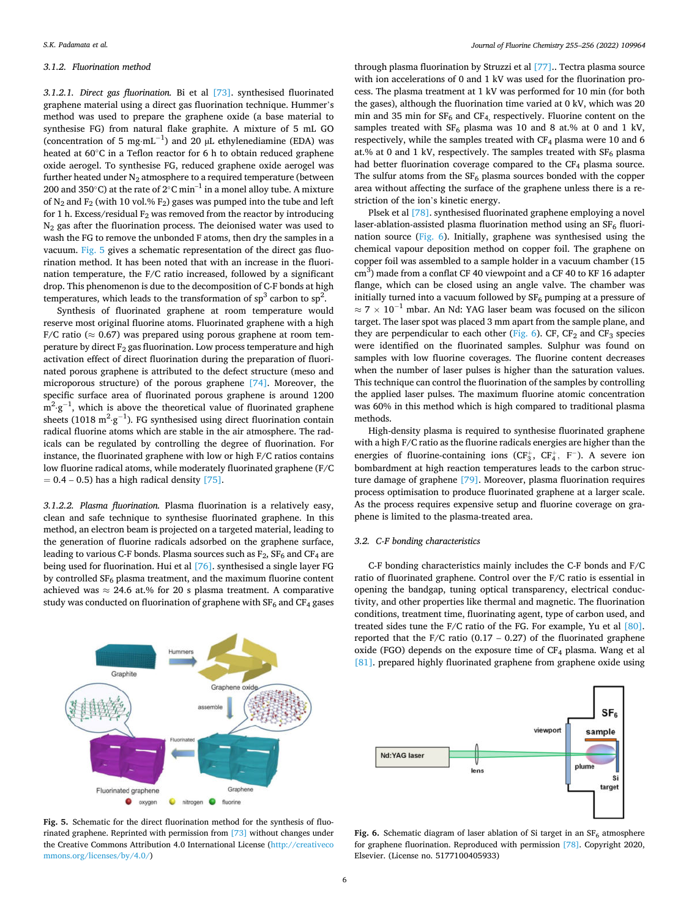#### 3.1.2. Fluorination method

*3.1.2.1. Direct gas fluorination.* Bi et al [73]. synthesised fluorinated graphene material using a direct gas fluorination technique. Hummer's method was used to prepare the graphene oxide (a base material to synthesise FG) from natural flake graphite. A mixture of 5 mL GO (concentration of 5 mg·mL$^{-1}$) and 20 μL ethylenediamine (EDA) was heated at 60°C in a Teflon reactor for 6 h to obtain reduced graphene oxide aerogel. To synthesise FG, reduced graphene oxide aerogel was further heated under $N_2$ atmosphere to a required temperature (between 200 and 350°C) at the rate of 2°C min$^{-1}$ in a monel alloy tube. A mixture of $N_2$ and $F_2$ (with 10 vol.% $F_2$) gases was pumped into the tube and left for 1 h. Excess/residual $F_2$ was removed from the reactor by introducing $N_2$ gas after the fluorination process. The deionised water was used to wash the FG to remove the unbonded F atoms, then dry the samples in a vacuum. Fig. 5 gives a schematic representation of the direct gas fluorination method. It has been noted that with an increase in the fluorination temperature, the F/C ratio increased, followed by a significant drop. This phenomenon is due to the decomposition of C-F bonds at high temperatures, which leads to the transformation of sp$^3$ carbon to sp$^2$.

Synthesis of fluorinated graphene at room temperature would reserve most original fluorine atoms. Fluorinated graphene with a high F/C ratio (≈ 0.67) was prepared using porous graphene at room temperature by direct $F_2$ gas fluorination. Low process temperature and high activation effect of direct fluorination during the preparation of fluorinated porous graphene is attributed to the defect structure (meso and microporous structure) of the porous graphene [74]. Moreover, the specific surface area of fluorinated porous graphene is around 1200 m$^2$·g$^{-1}$, which is above the theoretical value of fluorinated graphene sheets (1018 m$^2$·g$^{-1}$). FG synthesised using direct fluorination contain radical fluorine atoms which are stable in the air atmosphere. The radicals can be regulated by controlling the degree of fluorination. For instance, the fluorinated graphene with low or high F/C ratios contains low fluorine radical atoms, while moderately fluorinated graphene (F/C = 0.4 – 0.5) has a high radical density [75].

*3.1.2.2. Plasma fluorination.* Plasma fluorination is a relatively easy, clean and safe technique to synthesise fluorinated graphene. In this method, an electron beam is projected on a targeted material, leading to the generation of fluorine radicals adsorbed on the graphene surface, leading to various C-F bonds. Plasma sources such as $F_2$, $SF_6$ and $CF_4$ are being used for fluorination. Hui et al [76]. synthesised a single layer FG by controlled $SF_6$ plasma treatment, and the maximum fluorine content achieved was ≈ 24.6 at.% for 20 s plasma treatment. A comparative study was conducted on fluorination of graphene with $SF_6$ and $CF_4$ gases through plasma fluorination by Struzzi et al [77].. Tectra plasma source with ion accelerations of 0 and 1 kV was used for the fluorination process. The plasma treatment at 1 kV was performed for 10 min (for both the gases), although the fluorination time varied at 0 kV, which was 20 min and 35 min for $SF_6$ and $CF_4$, respectively. Fluorine content on the samples treated with $SF_6$ plasma was 10 and 8 at.% at 0 and 1 kV, respectively, while the samples treated with $CF_4$ plasma were 10 and 6 at.% at 0 and 1 kV, respectively. The samples treated with $SF_6$ plasma had better fluorination coverage compared to the $CF_4$ plasma source. The sulfur atoms from the $SF_6$ plasma sources bonded with the copper area without affecting the surface of the graphene unless there is a restriction of the ion's kinetic energy.

Fig. 5. Schematic for the direct fluorination method for the synthesis of fluorinated graphene. Reprinted with permission from [73] without changes under the Creative Commons Attribution 4.0 International License (http://creativecommons.org/licenses/by/4.0/)

Plsek et al [78]. synthesised fluorinated graphene employing a novel laser-ablation-assisted plasma fluorination method using an $SF_6$ fluorination source (Fig. 6). Initially, graphene was synthesised using the chemical vapour deposition method on copper foil. The graphene on copper foil was assembled to a sample holder in a vacuum chamber (15 cm$^3$) made from a conflat CF 40 viewpoint and a CF 40 to KF 16 adapter flange, which can be closed using an angle valve. The chamber was initially turned into a vacuum followed by $SF_6$ pumping at a pressure of ≈ 7 × 10$^{-1}$ mbar. An Nd: YAG laser beam was focused on the silicon target. The laser spot was placed 3 mm apart from the sample plane, and they are perpendicular to each other (Fig. 6). CF, $CF_2$ and $CF_3$ species were identified on the fluorinated samples. Sulphur was found on samples with low fluorine coverages. The fluorine content decreases when the number of laser pulses is higher than the saturation values. This technique can control the fluorination of the samples by controlling the applied laser pulses. The maximum fluorine atomic concentration was 60% in this method which is high compared to traditional plasma methods.

High-density plasma is required to synthesise fluorinated graphene with a high F/C ratio as the fluorine radicals energies are higher than the energies of fluorine-containing ions ($CF_3^+$, $CF_4^+$, $F^-$). A severe ion bombardment at high reaction temperatures leads to the carbon structure damage of graphene [79]. Moreover, plasma fluorination requires process optimisation to produce fluorinated graphene at a larger scale. As the process requires expensive setup and fluorine coverage on graphene is limited to the plasma-treated area.

### 3.2. C-F bonding characteristics

C-F bonding characteristics mainly includes the C-F bonds and F/C ratio of fluorinated graphene. Control over the F/C ratio is essential in opening the bandgap, tuning optical transparency, electrical conductivity, and other properties like thermal and magnetic. The fluorination conditions, treatment time, fluorinating agent, type of carbon used, and treated sides tune the F/C ratio of the FG. For example, Yu et al [80]. reported that the F/C ratio (0.17 – 0.27) of the fluorinated graphene oxide (FGO) depends on the exposure time of $CF_4$ plasma. Wang et al [81]. prepared highly fluorinated graphene from graphene oxide using

Fig. 6. Schematic diagram of laser ablation of Si target in an $SF_6$ atmosphere for graphene fluorination. Reproduced with permission [78]. Copyright 2020, Elsevier. (License no. 5177100405933)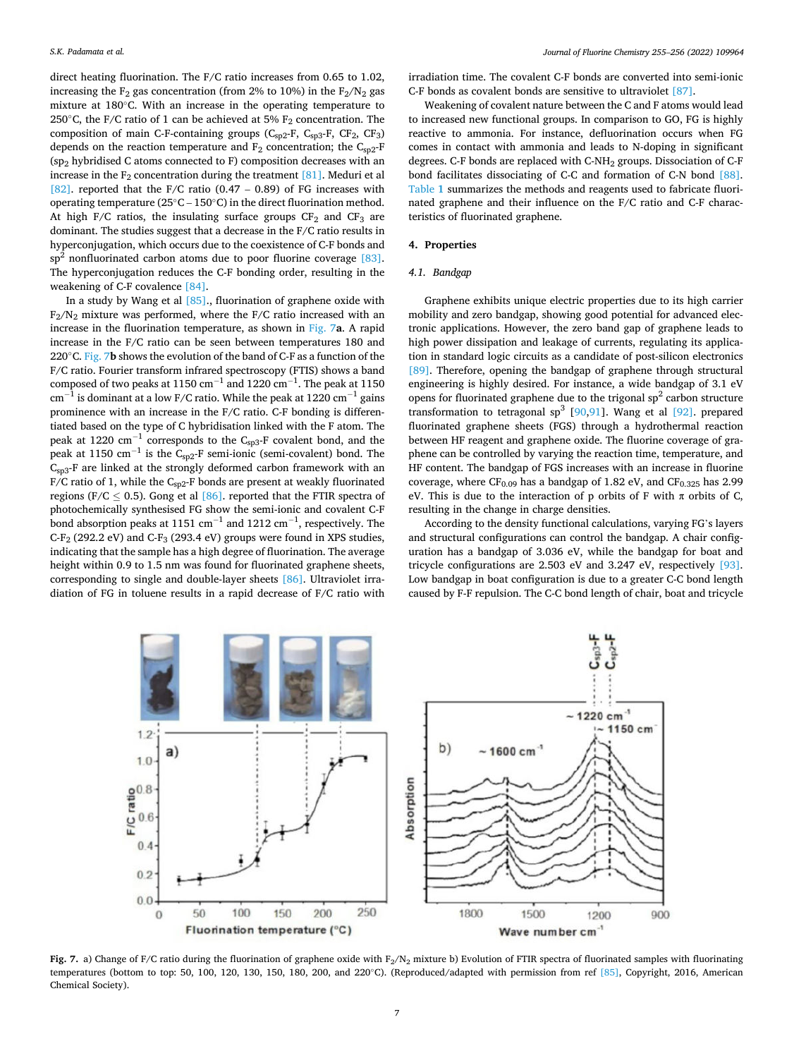direct heating fluorination. The F/C ratio increases from 0.65 to 1.02, increasing the $F_2$ gas concentration (from 2% to 10%) in the $F_2/N_2$ gas mixture at 180°C. With an increase in the operating temperature to 250°C, the F/C ratio of 1 can be achieved at 5% $F_2$ concentration. The composition of main C-F-containing groups ($C_{sp2}$-F, $C_{sp3}$-F, $CF_2$, $CF_3$) depends on the reaction temperature and $F_2$ concentration; the $C_{sp2}$-F ($sp_2$ hybridised C atoms connected to F) composition decreases with an increase in the $F_2$ concentration during the treatment [81]. Meduri et al [82]. reported that the F/C ratio (0.47 – 0.89) of FG increases with operating temperature (25°C – 150°C) in the direct fluorination method. At high F/C ratios, the insulating surface groups $CF_2$ and $CF_3$ are dominant. The studies suggest that a decrease in the F/C ratio results in hyperconjugation, which occurs due to the coexistence of C-F bonds and $sp^2$ nonfluorinated carbon atoms due to poor fluorine coverage [83]. The hyperconjugation reduces the C-F bonding order, resulting in the weakening of C-F covalence [84].

In a study by Wang et al [85]., fluorination of graphene oxide with $F_2/N_2$ mixture was performed, where the F/C ratio increased with an increase in the fluorination temperature, as shown in Fig. 7**a**. A rapid increase in the F/C ratio can be seen between temperatures 180 and 220°C. Fig. 7**b** shows the evolution of the band of C-F as a function of the F/C ratio. Fourier transform infrared spectroscopy (FTIS) shows a band composed of two peaks at 1150 $cm^{-1}$ and 1220 $cm^{-1}$. The peak at 1150 $cm^{-1}$ is dominant at a low F/C ratio. While the peak at 1220 $cm^{-1}$ gains prominence with an increase in the F/C ratio. C-F bonding is differentiated based on the type of C hybridisation linked with the F atom. The peak at 1220 $cm^{-1}$ corresponds to the $C_{sp3}$-F covalent bond, and the peak at 1150 $cm^{-1}$ is the $C_{sp2}$-F semi-ionic (semi-covalent) bond. The $C_{sp3}$-F are linked at the strongly deformed carbon framework with an F/C ratio of 1, while the $C_{sp2}$-F bonds are present at weakly fluorinated regions (F/C $\leq$ 0.5). Gong et al [86]. reported that the FTIR spectra of photochemically synthesised FG show the semi-ionic and covalent C-F bond absorption peaks at 1151 $cm^{-1}$ and 1212 $cm^{-1}$, respectively. The C-$F_2$ (292.2 eV) and C-$F_3$ (293.4 eV) groups were found in XPS studies, indicating that the sample has a high degree of fluorination. The average height within 0.9 to 1.5 nm was found for fluorinated graphene sheets, corresponding to single and double-layer sheets [86]. Ultraviolet irradiation of FG in toluene results in a rapid decrease of F/C ratio with irradiation time. The covalent C-F bonds are converted into semi-ionic C-F bonds as covalent bonds are sensitive to ultraviolet [87].

Weakening of covalent nature between the C and F atoms would lead to increased new functional groups. In comparison to GO, FG is highly reactive to ammonia. For instance, defluorination occurs when FG comes in contact with ammonia and leads to N-doping in significant degrees. C-F bonds are replaced with C-$NH_2$ groups. Dissociation of C-F bond facilitates dissociating of C-C and formation of C-N bond [88]. Table 1 summarizes the methods and reagents used to fabricate fluorinated graphene and their influence on the F/C ratio and C-F characteristics of fluorinated graphene.

## 4. Properties

### 4.1. Bandgap

Graphene exhibits unique electric properties due to its high carrier mobility and zero bandgap, showing good potential for advanced electronic applications. However, the zero band gap of graphene leads to high power dissipation and leakage of currents, regulating its application in standard logic circuits as a candidate of post-silicon electronics [89]. Therefore, opening the bandgap of graphene through structural engineering is highly desired. For instance, a wide bandgap of 3.1 eV opens for fluorinated graphene due to the trigonal $sp^2$ carbon structure transformation to tetragonal $sp^3$ [90,91]. Wang et al [92]. prepared fluorinated graphene sheets (FGS) through a hydrothermal reaction between HF reagent and graphene oxide. The fluorine coverage of graphene can be controlled by varying the reaction time, temperature, and HF content. The bandgap of FGS increases with an increase in fluorine coverage, where $CF_{0.09}$ has a bandgap of 1.82 eV, and $CF_{0.325}$ has 2.99 eV. This is due to the interaction of p orbits of F with π orbits of C, resulting in the change in charge densities.

According to the density functional calculations, varying FG's layers and structural configurations can control the bandgap. A chair configuration has a bandgap of 3.036 eV, while the bandgap for boat and tricycle configurations are 2.503 eV and 3.247 eV, respectively [93]. Low bandgap in boat configuration is due to a greater C-C bond length caused by F-F repulsion. The C-C bond length of chair, boat and tricycle

**Fig. 7.** a) Change of F/C ratio during the fluorination of graphene oxide with $F_2/N_2$ mixture b) Evolution of FTIR spectra of fluorinated samples with fluorinating temperatures (bottom to top: 50, 100, 120, 130, 150, 180, 200, and 220°C). (Reproduced/adapted with permission from ref [85], Copyright, 2016, American Chemical Society).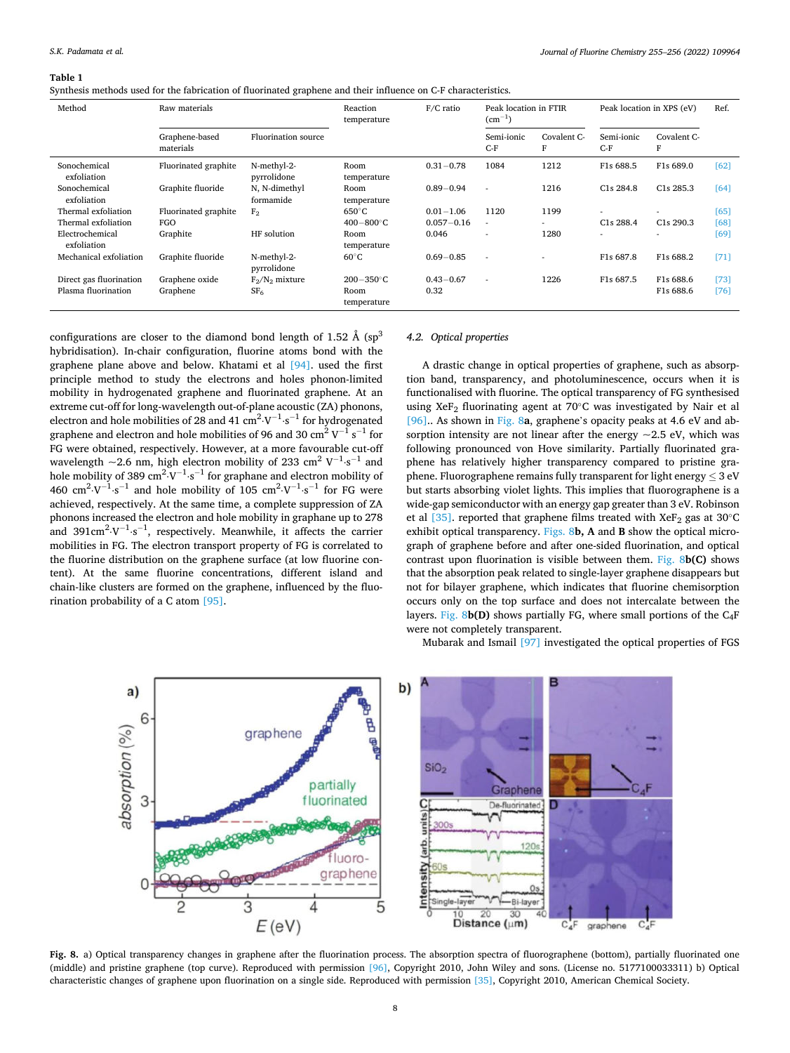**Table 1**
Synthesis methods used for the fabrication of fluorinated graphene and their influence on C-F characteristics.

| Method | Raw materials | | Reaction temperature | F/C ratio | Peak location in FTIR ($cm^{-1}$) | | Peak location in XPS (eV) | | Ref. |
|---|---|---|---|---|---|---|---|---|---|
| | Graphene-based materials | Fluorination source | | | Semi-ionic C-F | Covalent C-F | Semi-ionic C-F | Covalent C-F | |
| Sonochemical exfoliation | Fluorinated graphite | N-methyl-2-pyrrolidone | Room temperature | 0.31−0.78 | 1084 | 1212 | F1s 688.5 | F1s 689.0 | [62] |
| Sonochemical exfoliation | Graphite fluoride | N, N-dimethyl formamide | Room temperature | 0.89−0.94 | - | 1216 | C1s 284.8 | C1s 285.3 | [64] |
| Thermal exfoliation | Fluorinated graphite | $F_2$ | 650°C | 0.01−1.06 | 1120 | 1199 | - | - | [65] |
| Thermal exfoliation | FGO | | 400−800°C | 0.057−0.16 | - | - | C1s 288.4 | C1s 290.3 | [68] |
| Electrochemical exfoliation | Graphite | HF solution | Room temperature | 0.046 | - | 1280 | - | - | [69] |
| Mechanical exfoliation | Graphite fluoride | N-methyl-2-pyrrolidone | 60°C | 0.69−0.85 | - | - | F1s 687.8 | F1s 688.2 | [71] |
| Direct gas fluorination | Graphene oxide | $F_2/N_2$ mixture | 200−350°C | 0.43−0.67 | - | 1226 | F1s 687.5 | F1s 688.6 | [73] |
| Plasma fluorination | Graphene | $SF_6$ | Room temperature | 0.32 | | | | F1s 688.6 | [76] |

configurations are closer to the diamond bond length of 1.52 Å ($sp^3$ hybridisation). In-chair configuration, fluorine atoms bond with the graphene plane above and below. Khatami et al [94]. used the first principle method to study the electrons and holes phonon-limited mobility in hydrogenated graphene and fluorinated graphene. At an extreme cut-off for long-wavelength out-of-plane acoustic (ZA) phonons, electron and hole mobilities of 28 and 41 $cm^2 \cdot V^{-1} \cdot s^{-1}$ for hydrogenated graphene and electron and hole mobility of 96 and 30 $cm^2\ V^{-1}\ s^{-1}$ for FG were obtained, respectively. However, at a more favourable cut-off wavelength ~2.6 nm, high electron mobility of 233 $cm^2\ V^{-1} \cdot s^{-1}$ and hole mobility of 389 $cm^2 \cdot V^{-1} \cdot s^{-1}$ for graphane and electron mobility of 460 $cm^2 \cdot V^{-1} \cdot s^{-1}$ and hole mobility of 105 $cm^2 \cdot V^{-1} \cdot s^{-1}$ for FG were achieved, respectively. At the same time, a complete suppression of ZA phonons increased the electron and hole mobility in graphene up to 278 and 391$cm^2 \cdot V^{-1} \cdot s^{-1}$, respectively. Meanwhile, it affects the carrier mobilities in FG. The electron transport property of FG is correlated to the fluorine distribution on the graphene surface (at low fluorine content). At the same fluorine concentrations, different island and chain-like clusters are formed on the graphene, influenced by the fluorination probability of a C atom [95].

### *4.2. Optical properties*

A drastic change in optical properties of graphene, such as absorption band, transparency, and photoluminescence, occurs when it is functionalised with fluorine. The optical transparency of FG synthesised using $XeF_2$ fluorinating agent at 70°C was investigated by Nair et al [96].. As shown in Fig. 8**a**, graphene's opacity peaks at 4.6 eV and absorption intensity are not linear after the energy ~2.5 eV, which was following pronounced von Hove similarity. Partially fluorinated graphene has relatively higher transparency compared to pristine graphene. Fluorographene remains fully transparent for light energy ≤ 3 eV but starts absorbing violet lights. This implies that fluorographene is a wide-gap semiconductor with an energy gap greater than 3 eV. Robinson et al [35]. reported that graphene films treated with $XeF_2$ gas at 30°C exhibit optical transparency. Figs. 8**b, A** and **B** show the optical micrograph of graphene before and after one-sided fluorination, and optical contrast upon fluorination is visible between them. Fig. 8**b(C)** shows that the absorption peak related to single-layer graphene disappears but not for bilayer graphene, which indicates that fluorine chemisorption occurs only on the top surface and does not intercalate between the layers. Fig. 8**b(D)** shows partially FG, where small portions of the $C_4F$ were not completely transparent.

Mubarak and Ismail [97] investigated the optical properties of FGS

**Fig. 8.** a) Optical transparency changes in graphene after the fluorination process. The absorption spectra of fluorographene (bottom), partially fluorinated one (middle) and pristine graphene (top curve). Reproduced with permission [96], Copyright 2010, John Wiley and sons. (License no. 5177100033311) b) Optical characteristic changes of graphene upon fluorination on a single side. Reproduced with permission [35], Copyright 2010, American Chemical Society.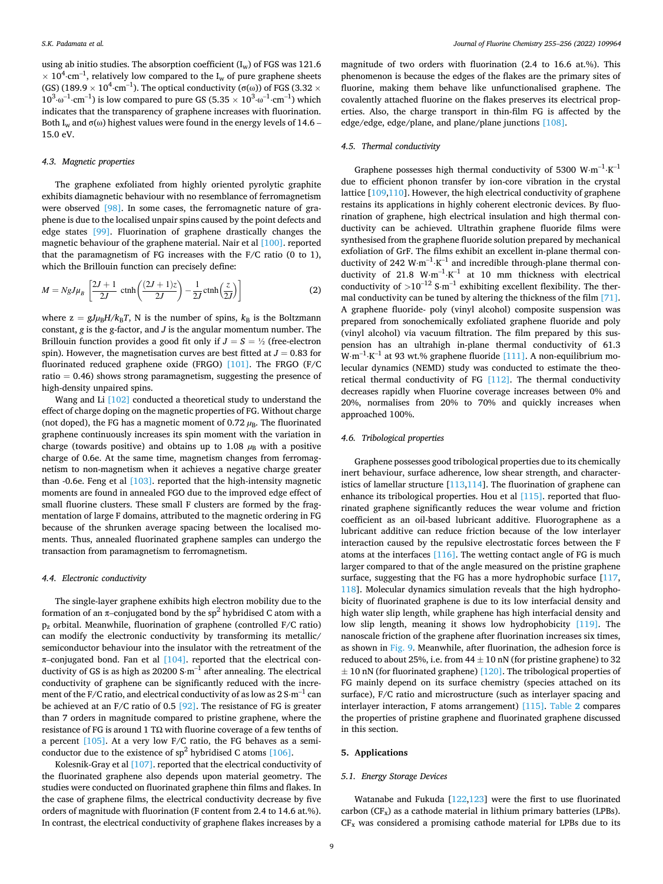using ab initio studies. The absorption coefficient ($I_w$) of FGS was 121.6 $\times$ $10^4$·cm$^{-1}$, relatively low compared to the $I_w$ of pure graphene sheets (GS) (189.9 $\times$ $10^4$·cm$^{-1}$). The optical conductivity ($\sigma(\omega)$) of FGS (3.32 $\times$ $10^3$·$\omega^{-1}$·cm$^{-1}$) is low compared to pure GS (5.35 $\times$ $10^3$·$\omega^{-1}$·cm$^{-1}$) which indicates that the transparency of graphene increases with fluorination. Both $I_w$ and $\sigma(\omega)$ highest values were found in the energy levels of 14.6 – 15.0 eV.

### 4.3. Magnetic properties

The graphene exfoliated from highly oriented pyrolytic graphite exhibits diamagnetic behaviour with no resemblance of ferromagnetism were observed [98]. In some cases, the ferromagnetic nature of graphene is due to the localised unpair spins caused by the point defects and edge states [99]. Fluorination of graphene drastically changes the magnetic behaviour of the graphene material. Nair et al [100]. reported that the paramagnetism of FG increases with the F/C ratio (0 to 1), which the Brillouin function can precisely define:

$$M = NgJ\mu_B \left[ \frac{2J+1}{2J} \operatorname{ctnh}\left( \frac{(2J+1)z}{2J} \right) - \frac{1}{2J} \operatorname{ctnh}\left( \frac{z}{2J} \right) \right] \tag{2}$$

where $z = gJ\mu_B H/k_B T$, N is the number of spins, $k_B$ is the Boltzmann constant, $g$ is the g-factor, and $J$ is the angular momentum number. The Brillouin function provides a good fit only if $J = S = ½$ (free-electron spin). However, the magnetisation curves are best fitted at $J = 0.83$ for fluorinated reduced graphene oxide (FRGO) [101]. The FRGO (F/C ratio = 0.46) shows strong paramagnetism, suggesting the presence of high-density unpaired spins.

Wang and Li [102] conducted a theoretical study to understand the effect of charge doping on the magnetic properties of FG. Without charge (not doped), the FG has a magnetic moment of 0.72 $\mu_B$. The fluorinated graphene continuously increases its spin moment with the variation in charge (towards positive) and obtains up to 1.08 $\mu_B$ with a positive charge of 0.6e. At the same time, magnetism changes from ferromagnetism to non-magnetism when it achieves a negative charge greater than -0.6e. Feng et al [103]. reported that the high-intensity magnetic moments are found in annealed FGO due to the improved edge effect of small fluorine clusters. These small F clusters are formed by the fragmentation of large F domains, attributed to the magnetic ordering in FG because of the shrunken average spacing between the localised moments. Thus, annealed fluorinated graphene samples can undergo the transaction from paramagnetism to ferromagnetism.

### 4.4. Electronic conductivity

The single-layer graphene exhibits high electron mobility due to the formation of an π–conjugated bond by the sp$^2$ hybridised C atom with a $p_z$ orbital. Meanwhile, fluorination of graphene (controlled F/C ratio) can modify the electronic conductivity by transforming its metallic/semiconductor behaviour into the insulator with the retreatment of the π–conjugated bond. Fan et al [104]. reported that the electrical conductivity of GS is as high as 20200 S·m$^{-1}$ after annealing. The electrical conductivity of graphene can be significantly reduced with the increment of the F/C ratio, and electrical conductivity of as low as 2 S·m$^{-1}$ can be achieved at an F/C ratio of 0.5 [92]. The resistance of FG is greater than 7 orders in magnitude compared to pristine graphene, where the resistance of FG is around 1 TΩ with fluorine coverage of a few tenths of a percent [105]. At a very low F/C ratio, the FG behaves as a semiconductor due to the existence of sp$^2$ hybridised C atoms [106].

Kolesnik-Gray et al [107]. reported that the electrical conductivity of the fluorinated graphene also depends upon material geometry. The studies were conducted on fluorinated graphene thin films and flakes. In the case of graphene films, the electrical conductivity decrease by five orders of magnitude with fluorination (F content from 2.4 to 14.6 at.%). In contrast, the electrical conductivity of graphene flakes increases by a magnitude of two orders with fluorination (2.4 to 16.6 at.%). This phenomenon is because the edges of the flakes are the primary sites of fluorine, making them behave like unfunctionalised graphene. The covalently attached fluorine on the flakes preserves its electrical properties. Also, the charge transport in thin-film FG is affected by the edge/edge, edge/plane, and plane/plane junctions [108].

### 4.5. Thermal conductivity

Graphene possesses high thermal conductivity of 5300 W·m$^{-1}$·K$^{-1}$ due to efficient phonon transfer by ion-core vibration in the crystal lattice [109,110]. However, the high electrical conductivity of graphene restains its applications in highly coherent electronic devices. By fluorination of graphene, high electrical insulation and high thermal conductivity can be achieved. Ultrathin graphene fluoride films were synthesised from the graphene fluoride solution prepared by mechanical exfoliation of GrF. The films exhibit an excellent in-plane thermal conductivity of 242 W·m$^{-1}$·K$^{-1}$ and incredible through-plane thermal conductivity of 21.8 W·m$^{-1}$·K$^{-1}$ at 10 mm thickness with electrical conductivity of >$10^{-12}$ S·m$^{-1}$ exhibiting excellent flexibility. The thermal conductivity can be tuned by altering the thickness of the film [71]. A graphene fluoride- poly (vinyl alcohol) composite suspension was prepared from sonochemically exfoliated graphene fluoride and poly (vinyl alcohol) via vacuum filtration. The film prepared by this suspension has an ultrahigh in-plane thermal conductivity of 61.3 W·m$^{-1}$·K$^{-1}$ at 93 wt.% graphene fluoride [111]. A non-equilibrium molecular dynamics (NEMD) study was conducted to estimate the theoretical thermal conductivity of FG [112]. The thermal conductivity decreases rapidly when Fluorine coverage increases between 0% and 20%, normalises from 20% to 70% and quickly increases when approached 100%.

### 4.6. Tribological properties

Graphene possesses good tribological properties due to its chemically inert behaviour, surface adherence, low shear strength, and characteristics of lamellar structure [113,114]. The fluorination of graphene can enhance its tribological properties. Hou et al [115]. reported that fluorinated graphene significantly reduces the wear volume and friction coefficient as an oil-based lubricant additive. Fluorographene as a lubricant additive can reduce friction because of the low interlayer interaction caused by the repulsive electrostatic forces between the F atoms at the interfaces [116]. The wetting contact angle of FG is much larger compared to that of the angle measured on the pristine graphene surface, suggesting that the FG has a more hydrophobic surface [117,118]. Molecular dynamics simulation reveals that the high hydrophobicity of fluorinated graphene is due to its low interfacial density and high water slip length, while graphene has high interfacial density and low slip length, meaning it shows low hydrophobicity [119]. The nanoscale friction of the graphene after fluorination increases six times, as shown in Fig. 9. Meanwhile, after fluorination, the adhesion force is reduced to about 25%, i.e. from 44 ± 10 nN (for pristine graphene) to 32 ± 10 nN (for fluorinated graphene) [120]. The tribological properties of FG mainly depend on its surface chemistry (species attached on its surface), F/C ratio and microstructure (such as interlayer spacing and interlayer interaction, F atoms arrangement) [115]. Table 2 compares the properties of pristine graphene and fluorinated graphene discussed in this section.

## 5. Applications

### 5.1. Energy Storage Devices

Watanabe and Fukuda [122,123] were the first to use fluorinated carbon ($CF_x$) as a cathode material in lithium primary batteries (LPBs). $CF_x$ was considered a promising cathode material for LPBs due to its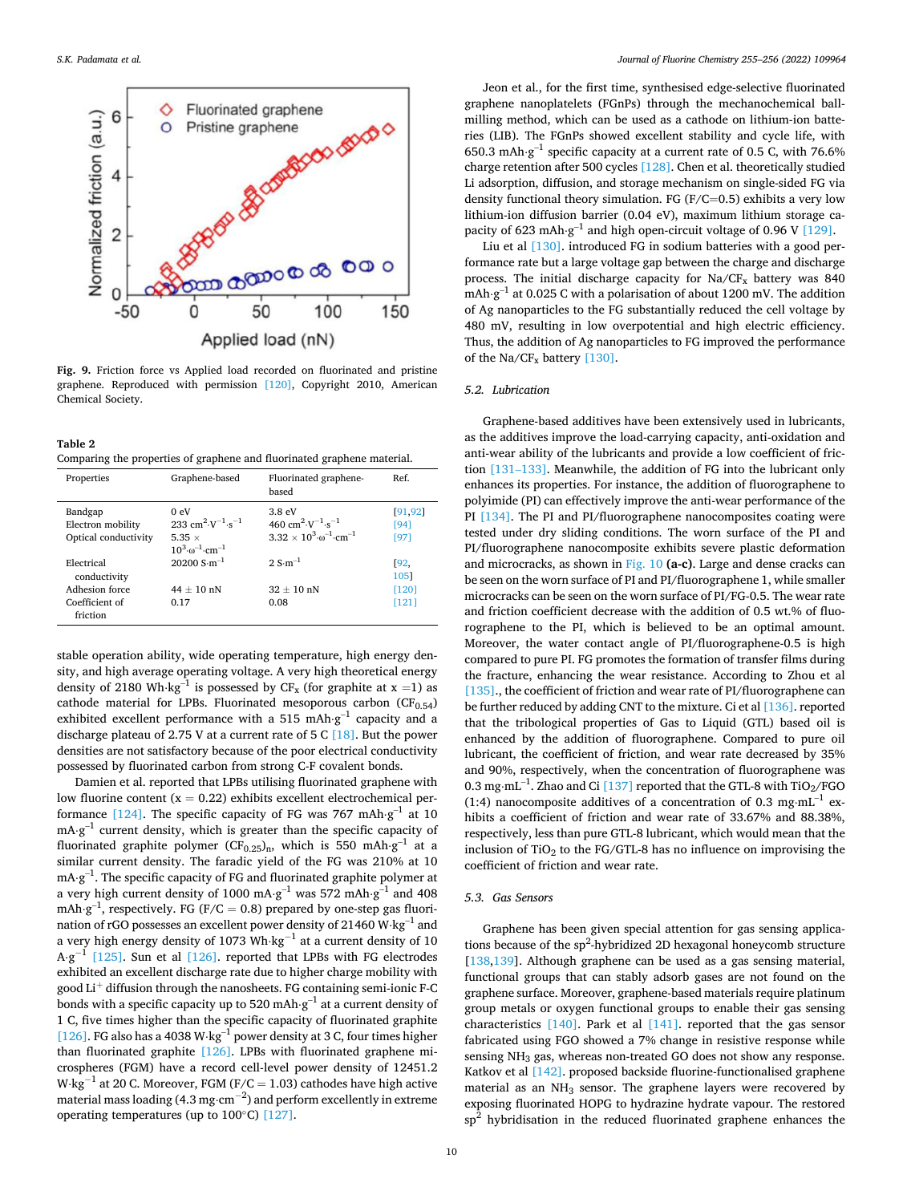Fig. 9. Friction force vs Applied load recorded on fluorinated and pristine graphene. Reproduced with permission [120], Copyright 2010, American Chemical Society.

**Table 2**
Comparing the properties of graphene and fluorinated graphene material.

| Properties | Graphene-based | Fluorinated graphene-based | Ref. |
|---|---|---|---|
| Bandgap | 0 eV | 3.8 eV | [91,92] |
| Electron mobility | 233 $cm^2 \cdot V^{-1} \cdot s^{-1}$ | 460 $cm^2 \cdot V^{-1} \cdot s^{-1}$ | [94] |
| Optical conductivity | 5.35 × $10^3 \cdot \omega^{-1} \cdot cm^{-1}$ | 3.32 × $10^3 \cdot \omega^{-1} \cdot cm^{-1}$ | [97] |
| Electrical conductivity | 20200 $S \cdot m^{-1}$ | 2 $S \cdot m^{-1}$ | [92, 105] |
| Adhesion force | 44 ± 10 nN | 32 ± 10 nN | [120] |
| Coefficient of friction | 0.17 | 0.08 | [121] |

stable operation ability, wide operating temperature, high energy density, and high average operating voltage. A very high theoretical energy density of 2180 $Wh \cdot kg^{-1}$ is possessed by $CF_x$ (for graphite at x =1) as cathode material for LPBs. Fluorinated mesoporous carbon ($CF_{0.54}$) exhibited excellent performance with a 515 $mAh \cdot g^{-1}$ capacity and a discharge plateau of 2.75 V at a current rate of 5 C [18]. But the power densities are not satisfactory because of the poor electrical conductivity possessed by fluorinated carbon from strong C-F covalent bonds.

Damien et al. reported that LPBs utilising fluorinated graphene with low fluorine content (x = 0.22) exhibits excellent electrochemical performance [124]. The specific capacity of FG was 767 $mAh \cdot g^{-1}$ at 10 $mA \cdot g^{-1}$ current density, which is greater than the specific capacity of fluorinated graphite polymer $(CF_{0.25})_n$, which is 550 $mAh \cdot g^{-1}$ at a similar current density. The faradic yield of the FG was 210% at 10 $mA \cdot g^{-1}$. The specific capacity of FG and fluorinated graphite polymer at a very high current density of 1000 $mA \cdot g^{-1}$ was 572 $mAh \cdot g^{-1}$ and 408 $mAh \cdot g^{-1}$, respectively. FG (F/C = 0.8) prepared by one-step gas fluorination of rGO possesses an excellent power density of 21460 $W \cdot kg^{-1}$ and a very high energy density of 1073 $Wh \cdot kg^{-1}$ at a current density of 10 $A \cdot g^{-1}$ [125]. Sun et al [126]. reported that LPBs with FG electrodes exhibited an excellent discharge rate due to higher charge mobility with good $Li^+$ diffusion through the nanosheets. FG containing semi-ionic F-C bonds with a specific capacity up to 520 $mAh \cdot g^{-1}$ at a current density of 1 C, five times higher than the specific capacity of fluorinated graphite [126]. FG also has a 4038 $W \cdot kg^{-1}$ power density at 3 C, four times higher than fluorinated graphite [126]. LPBs with fluorinated graphene microspheres (FGM) have a record cell-level power density of 12451.2 $W \cdot kg^{-1}$ at 20 C. Moreover, FGM (F/C = 1.03) cathodes have high active material mass loading (4.3 $mg \cdot cm^{-2}$) and perform excellently in extreme operating temperatures (up to 100°C) [127].

Jeon et al., for the first time, synthesised edge-selective fluorinated graphene nanoplatelets (FGnPs) through the mechanochemical ball-milling method, which can be used as a cathode on lithium-ion batteries (LIB). The FGnPs showed excellent stability and cycle life, with 650.3 $mAh \cdot g^{-1}$ specific capacity at a current rate of 0.5 C, with 76.6% charge retention after 500 cycles [128]. Chen et al. theoretically studied Li adsorption, diffusion, and storage mechanism on single-sided FG via density functional theory simulation. FG (F/C=0.5) exhibits a very low lithium-ion diffusion barrier (0.04 eV), maximum lithium storage capacity of 623 $mAh \cdot g^{-1}$ and high open-circuit voltage of 0.96 V [129].

Liu et al [130]. introduced FG in sodium batteries with a good performance rate but a large voltage gap between the charge and discharge process. The initial discharge capacity for $Na/CF_x$ battery was 840 $mAh \cdot g^{-1}$ at 0.025 C with a polarisation of about 1200 mV. The addition of Ag nanoparticles to the FG substantially reduced the cell voltage by 480 mV, resulting in low overpotential and high electric efficiency. Thus, the addition of Ag nanoparticles to FG improved the performance of the $Na/CF_x$ battery [130].

### 5.2. Lubrication

Graphene-based additives have been extensively used in lubricants, as the additives improve the load-carrying capacity, anti-oxidation and anti-wear ability of the lubricants and provide a low coefficient of friction [131–133]. Meanwhile, the addition of FG into the lubricant only enhances its properties. For instance, the addition of fluorographene to polyimide (PI) can effectively improve the anti-wear performance of the PI [134]. The PI and PI/fluorographene nanocomposites coating were tested under dry sliding conditions. The worn surface of the PI and PI/fluorographene nanocomposite exhibits severe plastic deformation and microcracks, as shown in Fig. 10 **(a-c)**. Large and dense cracks can be seen on the worn surface of PI and PI/fluorographene 1, while smaller microcracks can be seen on the worn surface of PI/FG-0.5. The wear rate and friction coefficient decrease with the addition of 0.5 wt.% of fluorographene to the PI, which is believed to be an optimal amount. Moreover, the water contact angle of PI/fluorographene-0.5 is high compared to pure PI. FG promotes the formation of transfer films during the fracture, enhancing the wear resistance. According to Zhou et al [135]., the coefficient of friction and wear rate of PI/fluorographene can be further reduced by adding CNT to the mixture. Ci et al [136]. reported that the tribological properties of Gas to Liquid (GTL) based oil is enhanced by the addition of fluorographene. Compared to pure oil lubricant, the coefficient of friction, and wear rate decreased by 35% and 90%, respectively, when the concentration of fluorographene was 0.3 $mg \cdot mL^{-1}$. Zhao and Ci [137] reported that the GTL-8 with $TiO_2$/FGO (1:4) nanocomposite additives of a concentration of 0.3 $mg \cdot mL^{-1}$ exhibits a coefficient of friction and wear rate of 33.67% and 88.38%, respectively, less than pure GTL-8 lubricant, which would mean that the inclusion of $TiO_2$ to the FG/GTL-8 has no influence on improving the coefficient of friction and wear rate.

### 5.3. Gas Sensors

Graphene has been given special attention for gas sensing applications because of the $sp^2$-hybridized 2D hexagonal honeycomb structure [138,139]. Although graphene can be used as a gas sensing material, functional groups that can stably adsorb gases are not found on the graphene surface. Moreover, graphene-based materials require platinum group metals or oxygen functional groups to enable their gas sensing characteristics [140]. Park et al [141]. reported that the gas sensor fabricated using FGO showed a 7% change in resistive response while sensing $NH_3$ gas, whereas non-treated GO does not show any response. Katkov et al [142]. proposed backside fluorine-functionalised graphene material as an $NH_3$ sensor. The graphene layers were recovered by exposing fluorinated HOPG to hydrazine hydrate vapour. The restored $sp^2$ hybridisation in the reduced fluorinated graphene enhances the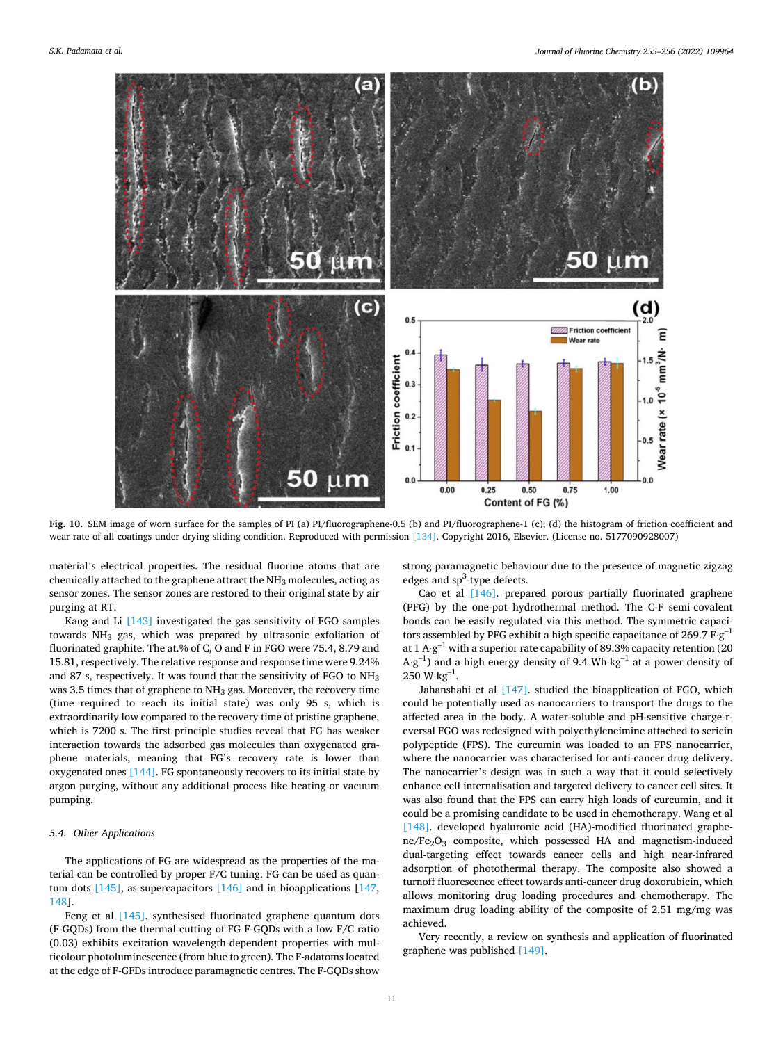**Fig. 10.** SEM image of worn surface for the samples of PI (a) PI/fluorographene-0.5 (b) and PI/fluorographene-1 (c); (d) the histogram of friction coefficient and wear rate of all coatings under drying sliding condition. Reproduced with permission [134]. Copyright 2016, Elsevier. (License no. 5177090928007)

material's electrical properties. The residual fluorine atoms that are chemically attached to the graphene attract the $NH_3$ molecules, acting as sensor zones. The sensor zones are restored to their original state by air purging at RT.

Kang and Li [143] investigated the gas sensitivity of FGO samples towards $NH_3$ gas, which was prepared by ultrasonic exfoliation of fluorinated graphite. The at.% of C, O and F in FGO were 75.4, 8.79 and 15.81, respectively. The relative response and response time were 9.24% and 87 s, respectively. It was found that the sensitivity of FGO to $NH_3$ was 3.5 times that of graphene to $NH_3$ gas. Moreover, the recovery time (time required to reach its initial state) was only 95 s, which is extraordinarily low compared to the recovery time of pristine graphene, which is 7200 s. The first principle studies reveal that FG has weaker interaction towards the adsorbed gas molecules than oxygenated graphene materials, meaning that FG's recovery rate is lower than oxygenated ones [144]. FG spontaneously recovers to its initial state by argon purging, without any additional process like heating or vacuum pumping.

### 5.4. Other Applications

The applications of FG are widespread as the properties of the material can be controlled by proper F/C tuning. FG can be used as quantum dots [145], as supercapacitors [146] and in bioapplications [147, 148].

Feng et al [145]. synthesised fluorinated graphene quantum dots (F-GQDs) from the thermal cutting of FG F-GQDs with a low F/C ratio (0.03) exhibits excitation wavelength-dependent properties with multicolour photoluminescence (from blue to green). The F-adatoms located at the edge of F-GFDs introduce paramagnetic centres. The F-GQDs show strong paramagnetic behaviour due to the presence of magnetic zigzag edges and $sp^3$-type defects.

Cao et al [146]. prepared porous partially fluorinated graphene (PFG) by the one-pot hydrothermal method. The C-F semi-covalent bonds can be easily regulated via this method. The symmetric capacitors assembled by PFG exhibit a high specific capacitance of 269.7 $F \cdot g^{-1}$ at 1 $A \cdot g^{-1}$ with a superior rate capability of 89.3% capacity retention (20 $A \cdot g^{-1}$) and a high energy density of 9.4 $Wh \cdot kg^{-1}$ at a power density of 250 $W \cdot kg^{-1}$.

Jahanshahi et al [147]. studied the bioapplication of FGO, which could be potentially used as nanocarriers to transport the drugs to the affected area in the body. A water-soluble and pH-sensitive charge-reversal FGO was redesigned with polyethyleneimine attached to sericin polypeptide (FPS). The curcumin was loaded to an FPS nanocarrier, where the nanocarrier was characterised for anti-cancer drug delivery. The nanocarrier's design was in such a way that it could selectively enhance cell internalisation and targeted delivery to cancer cell sites. It was also found that the FPS can carry high loads of curcumin, and it could be a promising candidate to be used in chemotherapy. Wang et al [148]. developed hyaluronic acid (HA)-modified fluorinated graphene/$Fe_2O_3$ composite, which possessed HA and magnetism-induced dual-targeting effect towards cancer cells and high near-infrared adsorption of photothermal therapy. The composite also showed a turnoff fluorescence effect towards anti-cancer drug doxorubicin, which allows monitoring drug loading procedures and chemotherapy. The maximum drug loading ability of the composite of 2.51 mg/mg was achieved.

Very recently, a review on synthesis and application of fluorinated graphene was published [149].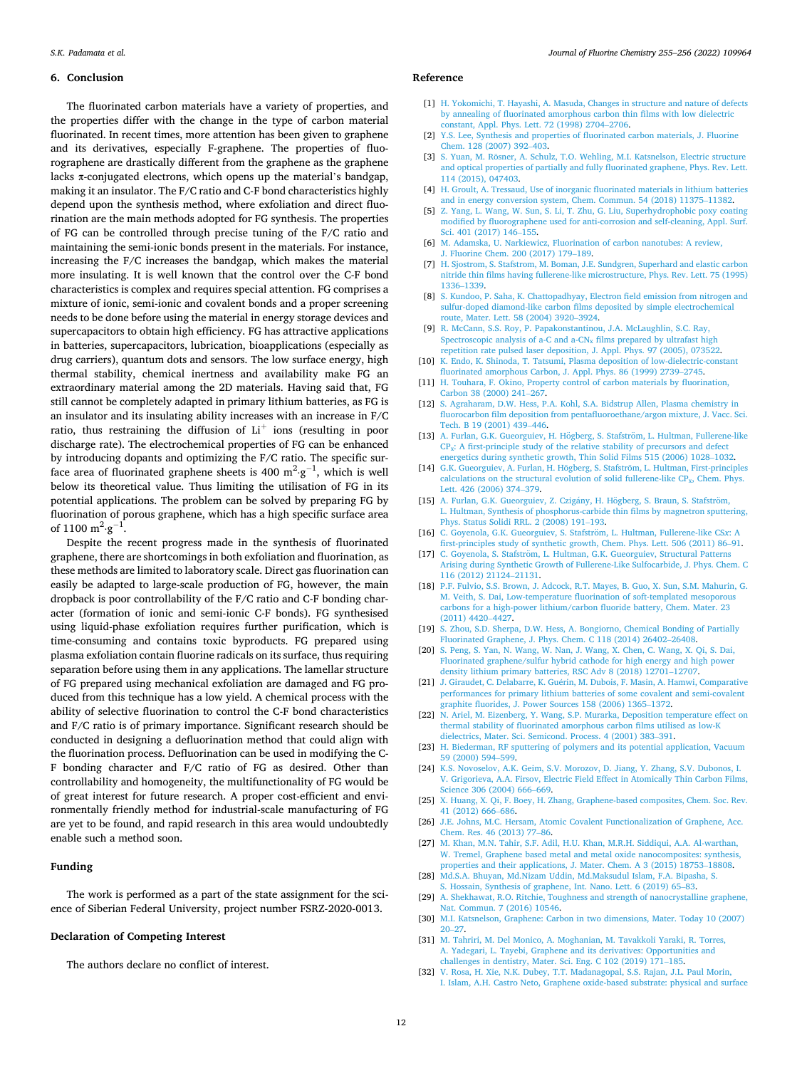## 6. Conclusion

The fluorinated carbon materials have a variety of properties, and the properties differ with the change in the type of carbon material fluorinated. In recent times, more attention has been given to graphene and its derivatives, especially F-graphene. The properties of fluorographene are drastically different from the graphene as the graphene lacks π-conjugated electrons, which opens up the material's bandgap, making it an insulator. The F/C ratio and C-F bond characteristics highly depend upon the synthesis method, where exfoliation and direct fluorination are the main methods adopted for FG synthesis. The properties of FG can be controlled through precise tuning of the F/C ratio and maintaining the semi-ionic bonds present in the materials. For instance, increasing the F/C increases the bandgap, which makes the material more insulating. It is well known that the control over the C-F bond characteristics is complex and requires special attention. FG comprises a mixture of ionic, semi-ionic and covalent bonds and a proper screening needs to be done before using the material in energy storage devices and supercapacitors to obtain high efficiency. FG has attractive applications in batteries, supercapacitors, lubrication, bioapplications (especially as drug carriers), quantum dots and sensors. The low surface energy, high thermal stability, chemical inertness and availability make FG an extraordinary material among the 2D materials. Having said that, FG still cannot be completely adapted in primary lithium batteries, as FG is an insulator and its insulating ability increases with an increase in F/C ratio, thus restraining the diffusion of $Li^+$ ions (resulting in poor discharge rate). The electrochemical properties of FG can be enhanced by introducing dopants and optimizing the F/C ratio. The specific surface area of fluorinated graphene sheets is 400 $m^2 \cdot g^{-1}$, which is well below its theoretical value. Thus limiting the utilisation of FG in its potential applications. The problem can be solved by preparing FG by fluorination of porous graphene, which has a high specific surface area of 1100 $m^2 \cdot g^{-1}$.

Despite the recent progress made in the synthesis of fluorinated graphene, there are shortcomings in both exfoliation and fluorination, as these methods are limited to laboratory scale. Direct gas fluorination can easily be adapted to large-scale production of FG, however, the main dropback is poor controllability of the F/C ratio and C-F bonding character (formation of ionic and semi-ionic C-F bonds). FG synthesised using liquid-phase exfoliation requires further purification, which is time-consuming and contains toxic byproducts. FG prepared using plasma exfoliation contain fluorine radicals on its surface, thus requiring separation before using them in any applications. The lamellar structure of FG prepared using mechanical exfoliation are damaged and FG produced from this technique has a low yield. A chemical process with the ability of selective fluorination to control the C-F bond characteristics and F/C ratio is of primary importance. Significant research should be conducted in designing a defluorination method that could align with the fluorination process. Defluorination can be used in modifying the C-F bonding character and F/C ratio of FG as desired. Other than controllability and homogeneity, the multifunctionality of FG would be of great interest for future research. A proper cost-efficient and environmentally friendly method for industrial-scale manufacturing of FG are yet to be found, and rapid research in this area would undoubtedly enable such a method soon.

## Funding

The work is performed as a part of the state assignment for the science of Siberian Federal University, project number FSRZ-2020-0013.

## Declaration of Competing Interest

The authors declare no conflict of interest.

## Reference

[1] H. Yokomichi, T. Hayashi, A. Masuda, Changes in structure and nature of defects by annealing of fluorinated amorphous carbon thin films with low dielectric constant, Appl. Phys. Lett. 72 (1998) 2704–2706.

[2] Y.S. Lee, Synthesis and properties of fluorinated carbon materials, J. Fluorine Chem. 128 (2007) 392–403.

[3] S. Yuan, M. Rösner, A. Schulz, T.O. Wehling, M.I. Katsnelson, Electric structure and optical properties of partially and fully fluorinated graphene, Phys. Rev. Lett. 114 (2015), 047403.

[4] H. Groult, A. Tressaud, Use of inorganic fluorinated materials in lithium batteries and in energy conversion system, Chem. Commun. 54 (2018) 11375–11382.

[5] Z. Yang, L. Wang, W. Sun, S. Li, T. Zhu, G. Liu, Superhydrophobic poxy coating modified by fluorographene used for anti-corrosion and self-cleaning, Appl. Surf. Sci. 401 (2017) 146–155.

[6] M. Adamska, U. Narkiewicz, Fluorination of carbon nanotubes: A review, J. Fluorine Chem. 200 (2017) 179–189.

[7] H. Sjostrom, S. Stafstrom, M. Boman, J.E. Sundgren, Superhard and elastic carbon nitride thin films having fullerene-like microstructure, Phys. Rev. Lett. 75 (1995) 1336–1339.

[8] S. Kundoo, P. Saha, K. Chattopadhyay, Electron field emission from nitrogen and sulfur-doped diamond-like carbon films deposited by simple electrochemical route, Mater. Lett. 58 (2004) 3920–3924.

[9] R. McCann, S.S. Roy, P. Papakonstantinou, J.A. McLaughlin, S.C. Ray, Spectroscopic analysis of a-C and a-$CN_x$ films prepared by ultrafast high repetition rate pulsed laser deposition, J. Appl. Phys. 97 (2005), 073522.

[10] K. Endo, K. Shinoda, T. Tatsumi, Plasma deposition of low-dielectric-constant fluorinated amorphous Carbon, J. Appl. Phys. 86 (1999) 2739–2745.

[11] H. Touhara, F. Okino, Property control of carbon materials by fluorination, Carbon 38 (2000) 241–267.

[12] S. Agraharam, D.W. Hess, P.A. Kohl, S.A. Bidstrup Allen, Plasma chemistry in fluorocarbon film deposition from pentafluoroethane/argon mixture, J. Vacc. Sci. Tech. B 19 (2001) 439–446.

[13] A. Furlan, G.K. Gueorguiev, H. Högberg, S. Stafström, L. Hultman, Fullerene-like $CP_x$: A first-principle study of the relative stability of precursors and defect energetics during synthetic growth, Thin Solid Films 515 (2006) 1028–1032.

[14] G.K. Gueorguiev, A. Furlan, H. Högberg, S. Stafström, L. Hultman, First-principles calculations on the structural evolution of solid fullerene-like $CP_x$, Chem. Phys. Lett. 426 (2006) 374–379.

[15] A. Furlan, G.K. Gueorguiev, Z. Czigány, H. Högberg, S. Braun, S. Stafström, L. Hultman, Synthesis of phosphorus-carbide thin films by magnetron sputtering, Phys. Status Solidi RRL. 2 (2008) 191–193.

[16] C. Goyenola, G.K. Gueorguiev, S. Stafström, L. Hultman, Fullerene-like CSx: A first-principles study of synthetic growth, Chem. Phys. Lett. 506 (2011) 86–91.

[17] C. Goyenola, S. Stafström, L. Hultman, G.K. Gueorguiev, Structural Patterns Arising during Synthetic Growth of Fullerene-Like Sulfocarbide, J. Phys. Chem. C 116 (2012) 21124–21131.

[18] P.F. Fulvio, S.S. Brown, J. Adcock, R.T. Mayes, B. Guo, X. Sun, S.M. Mahurin, G. M. Veith, S. Dai, Low-temperature fluorination of soft-templated mesoporous carbons for a high-power lithium/carbon fluoride battery, Chem. Mater. 23 (2011) 4420–4427.

[19] S. Zhou, S.D. Sherpa, D.W. Hess, A. Bongiorno, Chemical Bonding of Partially Fluorinated Graphene, J. Phys. Chem. C 118 (2014) 26402–26408.

[20] S. Peng, S. Yan, N. Wang, W. Nan, J. Wang, X. Chen, C. Wang, X. Qi, S. Dai, Fluorinated graphene/sulfur hybrid cathode for high energy and high power density lithium primary batteries, RSC Adv 8 (2018) 12701–12707.

[21] J. Giraudet, C. Delabarre, K. Guérin, M. Dubois, F. Masin, A. Hamwi, Comparative performances for primary lithium batteries of some covalent and semi-covalent graphite fluorides, J. Power Sources 158 (2006) 1365–1372.

[22] N. Ariel, M. Eizenberg, Y. Wang, S.P. Murarka, Deposition temperature effect on thermal stability of fluorinated amorphous carbon films utilised as low-K dielectrics, Mater. Sci. Semicond. Process. 4 (2001) 383–391.

[23] H. Biederman, RF sputtering of polymers and its potential application, Vacuum 59 (2000) 594–599.

[24] K.S. Novoselov, A.K. Geim, S.V. Morozov, D. Jiang, Y. Zhang, S.V. Dubonos, I. V. Grigorieva, A.A. Firsov, Electric Field Effect in Atomically Thin Carbon Films, Science 306 (2004) 666–669.

[25] X. Huang, X. Qi, F. Boey, H. Zhang, Graphene-based composites, Chem. Soc. Rev. 41 (2012) 666–686.

[26] J.E. Johns, M.C. Hersam, Atomic Covalent Functionalization of Graphene, Acc. Chem. Res. 46 (2013) 77–86.

[27] M. Khan, M.N. Tahir, S.F. Adil, H.U. Khan, M.R.H. Siddiqui, A.A. Al-warthan, W. Tremel, Graphene based metal and metal oxide nanocomposites: synthesis, properties and their applications, J. Mater. Chem. A 3 (2015) 18753–18808.

[28] Md.S.A. Bhuyan, Md.Nizam Uddin, Md.Maksudul Islam, F.A. Bipasha, S. S. Hossain, Synthesis of graphene, Int. Nano. Lett. 6 (2019) 65–83.

[29] A. Shekhawat, R.O. Ritchie, Toughness and strength of nanocrystalline graphene, Nat. Commun. 7 (2016) 10546.

[30] M.I. Katsnelson, Graphene: Carbon in two dimensions, Mater. Today 10 (2007) 20–27.

[31] M. Tahriri, M. Del Monico, A. Moghanian, M. Tavakkoli Yaraki, R. Torres, A. Yadegari, L. Tayebi, Graphene and its derivatives: Opportunities and challenges in dentistry, Mater. Sci. Eng. C 102 (2019) 171–185.

[32] V. Rosa, H. Xie, N.K. Dubey, T.T. Madanagopal, S.S. Rajan, J.L. Paul Morin, I. Islam, A.H. Castro Neto, Graphene oxide-based substrate: physical and surface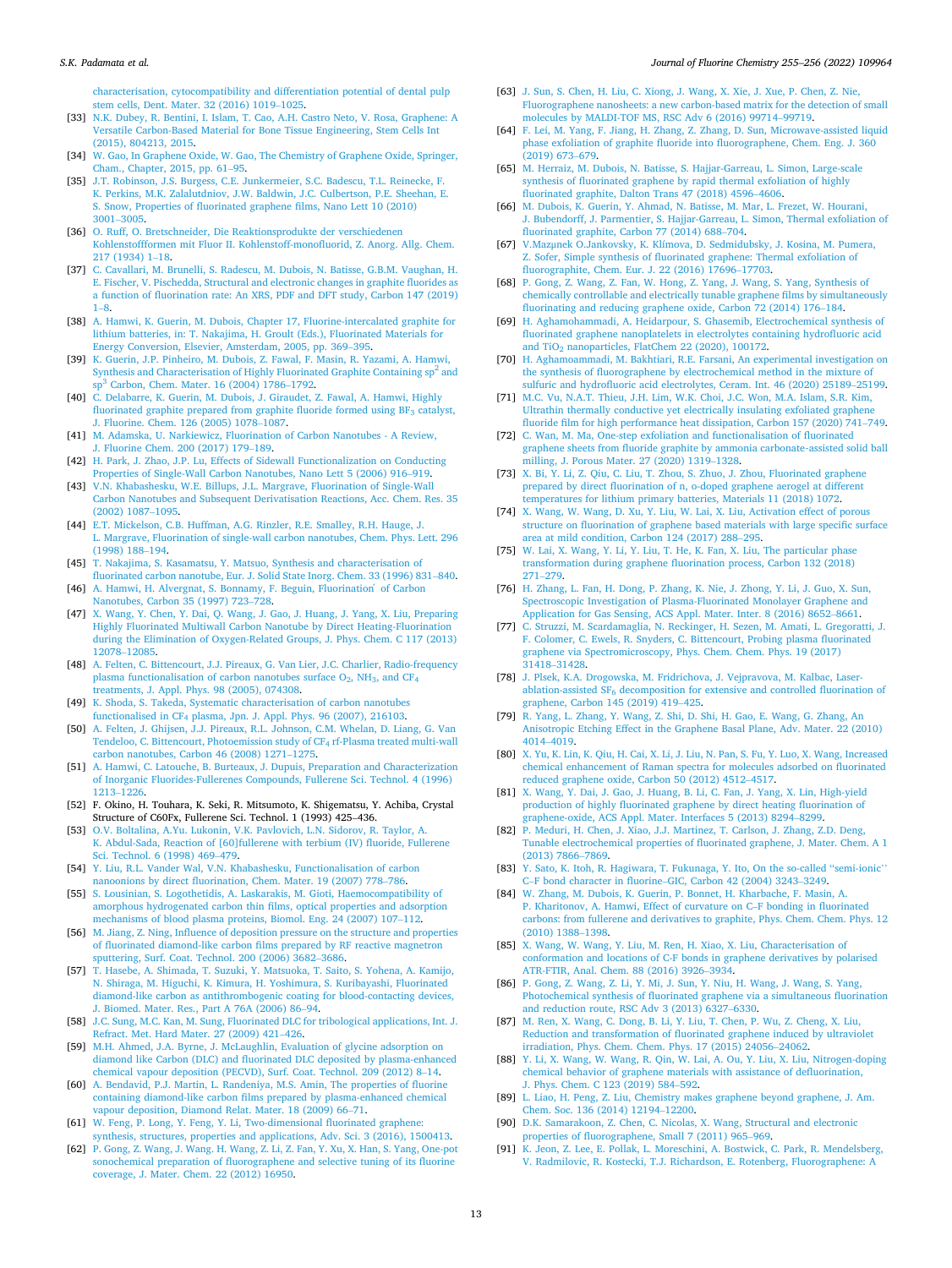characterisation, cytocompatibility and differentiation potential of dental pulp stem cells, Dent. Mater. 32 (2016) 1019–1025.

[33] N.K. Dubey, R. Bentini, I. Islam, T. Cao, A.H. Castro Neto, V. Rosa, Graphene: A Versatile Carbon-Based Material for Bone Tissue Engineering, Stem Cells Int (2015), 804213, 2015.

[34] W. Gao, In Graphene Oxide, W. Gao, The Chemistry of Graphene Oxide, Springer, Cham., Chapter, 2015, pp. 61–95.

[35] J.T. Robinson, J.S. Burgess, C.E. Junkermeier, S.C. Badescu, T.L. Reinecke, F. K. Perkins, M.K. Zalalutdniov, J.W. Baldwin, J.C. Culbertson, P.E. Sheehan, E. S. Snow, Properties of fluorinated graphene films, Nano Lett 10 (2010) 3001–3005.

[36] O. Ruff, O. Bretschneider, Die Reaktionsprodukte der verschiedenen Kohlenstoffformen mit Fluor II. Kohlenstoff-monofluorid, Z. Anorg. Allg. Chem. 217 (1934) 1–18.

[37] C. Cavallari, M. Brunelli, S. Radescu, M. Dubois, N. Batisse, G.B.M. Vaughan, H. E. Fischer, V. Pischedda, Structural and electronic changes in graphite fluorides as a function of fluorination rate: An XRS, PDF and DFT study, Carbon 147 (2019) 1–8.

[38] A. Hamwi, K. Guerin, M. Dubois, Chapter 17, Fluorine-intercalated graphite for lithium batteries, in: T. Nakajima, H. Groult (Eds.), Fluorinated Materials for Energy Conversion, Elsevier, Amsterdam, 2005, pp. 369–395.

[39] K. Guerin, J.P. Pinheiro, M. Dubois, Z. Fawal, F. Masin, R. Yazami, A. Hamwi, Synthesis and Characterisation of Highly Fluorinated Graphite Containing $sp^2$ and $sp^3$ Carbon, Chem. Mater. 16 (2004) 1786–1792.

[40] C. Delabarre, K. Guerin, M. Dubois, J. Giraudet, Z. Fawal, A. Hamwi, Highly fluorinated graphite prepared from graphite fluoride formed using $BF_3$ catalyst, J. Fluorine. Chem. 126 (2005) 1078–1087.

[41] M. Adamska, U. Narkiewicz, Fluorination of Carbon Nanotubes - A Review, J. Fluorine Chem. 200 (2017) 179–189.

[42] H. Park, J. Zhao, J.P. Lu, Effects of Sidewall Functionalization on Conducting Properties of Single-Wall Carbon Nanotubes, Nano Lett 5 (2006) 916–919.

[43] V.N. Khabashesku, W.E. Billups, J.L. Margrave, Fluorination of Single-Wall Carbon Nanotubes and Subsequent Derivatisation Reactions, Acc. Chem. Res. 35 (2002) 1087–1095.

[44] E.T. Mickelson, C.B. Huffman, A.G. Rinzler, R.E. Smalley, R.H. Hauge, J. L. Margrave, Fluorination of single-wall carbon nanotubes, Chem. Phys. Lett. 296 (1998) 188–194.

[45] T. Nakajima, S. Kasamatsu, Y. Matsuo, Synthesis and characterisation of fluorinated carbon nanotube, Eur. J. Solid State Inorg. Chem. 33 (1996) 831–840.

[46] A. Hamwi, H. Alvergnat, S. Bonnamy, F. Beguin, Fluorination̈ of Carbon Nanotubes, Carbon 35 (1997) 723–728.

[47] X. Wang, Y. Chen, Y. Dai, Q. Wang, J. Gao, J. Huang, J. Yang, X. Liu, Preparing Highly Fluorinated Multiwall Carbon Nanotube by Direct Heating-Fluorination during the Elimination of Oxygen-Related Groups, J. Phys. Chem. C 117 (2013) 12078–12085.

[48] A. Felten, C. Bittencourt, J.J. Pireaux, G. Van Lier, J.C. Charlier, Radio-frequency plasma functionalisation of carbon nanotubes surface $O_2$, $NH_3$, and $CF_4$ treatments, J. Appl. Phys. 98 (2005), 074308.

[49] K. Shoda, S. Takeda, Systematic characterisation of carbon nanotubes functionalised in $CF_4$ plasma, Jpn. J. Appl. Phys. 96 (2007), 216103.

[50] A. Felten, J. Ghijsen, J.J. Pireaux, R.L. Johnson, C.M. Whelan, D. Liang, G. Van Tendeloo, C. Bittencourt, Photoemission study of $CF_4$ rf-Plasma treated multi-wall carbon nanotubes, Carbon 46 (2008) 1271–1275.

[51] A. Hamwi, C. Latouche, B. Burteaux, J. Dupuis, Preparation and Characterization of Inorganic Fluorides-Fullerenes Compounds, Fullerene Sci. Technol. 4 (1996) 1213–1226.

[52] F. Okino, H. Touhara, K. Seki, R. Mitsumoto, K. Shigematsu, Y. Achiba, Crystal Structure of C60Fx, Fullerene Sci. Technol. 1 (1993) 425–436.

[53] O.V. Boltalina, A.Yu. Lukonin, V.K. Pavlovich, L.N. Sidorov, R. Taylor, A. K. Abdul-Sada, Reaction of [60]fullerene with terbium (IV) fluoride, Fullerene Sci. Technol. 6 (1998) 469–479.

[54] Y. Liu, R.L. Vander Wal, V.N. Khabashesku, Functionalisation of carbon nanoonions by direct fluorination, Chem. Mater. 19 (2007) 778–786.

[55] S. Lousinian, S. Logothetidis, A. Laskarakis, M. Gioti, Haemocompatibility of amorphous hydrogenated carbon thin films, optical properties and adsorption mechanisms of blood plasma proteins, Biomol. Eng. 24 (2007) 107–112.

[56] M. Jiang, Z. Ning, Influence of deposition pressure on the structure and properties of fluorinated diamond-like carbon films prepared by RF reactive magnetron sputtering, Surf. Coat. Technol. 200 (2006) 3682–3686.

[57] T. Hasebe, A. Shimada, T. Suzuki, Y. Matsuoka, T. Saito, S. Yohena, A. Kamijo, N. Shiraga, M. Higuchi, K. Kimura, H. Yoshimura, S. Kuribayashi, Fluorinated diamond-like carbon as antithrombogenic coating for blood-contacting devices, J. Biomed. Mater. Res., Part A 76A (2006) 86–94.

[58] J.C. Sung, M.C. Kan, M. Sung, Fluorinated DLC for tribological applications, Int. J. Refract. Met. Hard Mater. 27 (2009) 421–426.

[59] M.H. Ahmed, J.A. Byrne, J. McLaughlin, Evaluation of glycine adsorption on diamond like Carbon (DLC) and fluorinated DLC deposited by plasma-enhanced chemical vapour deposition (PECVD), Surf. Coat. Technol. 209 (2012) 8–14.

[60] A. Bendavid, P.J. Martin, L. Randeniya, M.S. Amin, The properties of fluorine containing diamond-like carbon films prepared by plasma-enhanced chemical vapour deposition, Diamond Relat. Mater. 18 (2009) 66–71.

[61] W. Feng, P. Long, Y. Feng, Y. Li, Two-dimensional fluorinated graphene: synthesis, structures, properties and applications, Adv. Sci. 3 (2016), 1500413.

[62] P. Gong, Z. Wang, J. Wang. H. Wang, Z. Li, Z. Fan, Y. Xu, X. Han, S. Yang, One-pot sonochemical preparation of fluorographene and selective tuning of its fluorine coverage, J. Mater. Chem. 22 (2012) 16950.

[63] J. Sun, S. Chen, H. Liu, C. Xiong, J. Wang, X. Xie, J. Xue, P. Chen, Z. Nie, Fluorographene nanosheets: a new carbon-based matrix for the detection of small molecules by MALDI-TOF MS, RSC Adv 6 (2016) 99714–99719.

[64] F. Lei, M. Yang, F. Jiang, H. Zhang, Z. Zhang, D. Sun, Microwave-assisted liquid phase exfoliation of graphite fluoride into fluorographene, Chem. Eng. J. 360 (2019) 673–679.

[65] M. Herraiz, M. Dubois, N. Batisse, S. Hajjar-Garreau, L. Simon, Large-scale synthesis of fluorinated graphene by rapid thermal exfoliation of highly fluorinated graphite, Dalton Trans 47 (2018) 4596–4606.

[66] M. Dubois, K. Guerin, Y. Ahmad, N. Batisse, M. Mar, L. Frezet, W. Hourani, J. Bubendorff, J. Parmentier, S. Hajjar-Garreau, L. Simon, Thermal exfoliation of fluorinated graphite, Carbon 77 (2014) 688–704.

[67] V.Mazụnek O.Jankovsky, K. Klímova, D. Sedmidubsky, J. Kosina, M. Pumera, Z. Sofer, Simple synthesis of fluorinated graphene: Thermal exfoliation of fluorographite, Chem. Eur. J. 22 (2016) 17696–17703.

[68] P. Gong, Z. Wang, Z. Fan, W. Hong, Z. Yang, J. Wang, S. Yang, Synthesis of chemically controllable and electrically tunable graphene films by simultaneously fluorinating and reducing graphene oxide, Carbon 72 (2014) 176–184.

[69] H. Aghamohammadi, A. Heidarpour, S. Ghasemib, Electrochemical synthesis of fluorinated graphene nanoplatelets in electrolytes containing hydrofluoric acid and $TiO_2$ nanoparticles, FlatChem 22 (2020), 100172.

[70] H. Aghamoammadi, M. Bakhtiari, R.E. Farsani, An experimental investigation on the synthesis of fluorographene by electrochemical method in the mixture of sulfuric and hydrofluoric acid electrolytes, Ceram. Int. 46 (2020) 25189–25199.

[71] M.C. Vu, N.A.T. Thieu, J.H. Lim, W.K. Choi, J.C. Won, M.A. Islam, S.R. Kim, Ultrathin thermally conductive yet electrically insulating exfoliated graphene fluoride film for high performance heat dissipation, Carbon 157 (2020) 741–749.

[72] C. Wan, M. Ma, One-step exfoliation and functionalisation of fluorinated graphene sheets from fluoride graphite by ammonia carbonate-assisted solid ball milling, J. Porous Mater. 27 (2020) 1319–1328.

[73] X. Bi, Y. Li, Z. Qiu, C. Liu, T. Zhou, S. Zhuo, J. Zhou, Fluorinated graphene prepared by direct fluorination of n, o-doped graphene aerogel at different temperatures for lithium primary batteries, Materials 11 (2018) 1072.

[74] X. Wang, W. Wang, D. Xu, Y. Liu, W. Lai, X. Liu, Activation effect of porous structure on fluorination of graphene based materials with large specific surface area at mild condition, Carbon 124 (2017) 288–295.

[75] W. Lai, X. Wang, Y. Li, Y. Liu, T. He, K. Fan, X. Liu, The particular phase transformation during graphene fluorination process, Carbon 132 (2018) 271–279.

[76] H. Zhang, L. Fan, H. Dong, P. Zhang, K. Nie, J. Zhong, Y. Li, J. Guo, X. Sun, Spectroscopic Investigation of Plasma-Fluorinated Monolayer Graphene and Application for Gas Sensing, ACS Appl. Mater. Inter. 8 (2016) 8652–8661.

[77] C. Struzzi, M. Scardamaglia, N. Reckinger, H. Sezen, M. Amati, L. Gregoratti, J. F. Colomer, C. Ewels, R. Snyders, C. Bittencourt, Probing plasma fluorinated graphene via Spectromicroscopy, Phys. Chem. Chem. Phys. 19 (2017) 31418–31428.

[78] J. Plsek, K.A. Drogowska, M. Fridrichova, J. Vejpravova, M. Kalbac, Laser-ablation-assisted $SF_6$ decomposition for extensive and controlled fluorination of graphene, Carbon 145 (2019) 419–425.

[79] R. Yang, L. Zhang, Y. Wang, Z. Shi, D. Shi, H. Gao, E. Wang, G. Zhang, An Anisotropic Etching Effect in the Graphene Basal Plane, Adv. Mater. 22 (2010) 4014–4019.

[80] X. Yu, K. Lin, K. Qiu, H. Cai, X. Li, J. Liu, N. Pan, S. Fu, Y. Luo, X. Wang, Increased chemical enhancement of Raman spectra for molecules adsorbed on fluorinated reduced graphene oxide, Carbon 50 (2012) 4512–4517.

[81] X. Wang, Y. Dai, J. Gao, J. Huang, B. Li, C. Fan, J. Yang, X. Lin, High-yield production of highly fluorinated graphene by direct heating fluorination of graphene-oxide, ACS Appl. Mater. Interfaces 5 (2013) 8294–8299.

[82] P. Meduri, H. Chen, J. Xiao, J.J. Martinez, T. Carlson, J. Zhang, Z.D. Deng, Tunable electrochemical properties of fluorinated graphene, J. Mater. Chem. A 1 (2013) 7866–7869.

[83] Y. Sato, K. Itoh, R. Hagiwara, T. Fukunaga, Y. Ito, On the so-called "semi-ionic" C–F bond character in fluorine–GIC, Carbon 42 (2004) 3243–3249.

[84] W. Zhang, M. Dubois, K. Guerin, P. Bonnet, H. Kharbache, F. Masin, A. P. Kharitonov, A. Hamwi, Effect of curvature on C–F bonding in fluorinated carbons: from fullerene and derivatives to graphite, Phys. Chem. Chem. Phys. 12 (2010) 1388–1398.

[85] X. Wang, W. Wang, Y. Liu, M. Ren, H. Xiao, X. Liu, Characterisation of conformation and locations of C-F bonds in graphene derivatives by polarised ATR-FTIR, Anal. Chem. 88 (2016) 3926–3934.

[86] P. Gong, Z. Wang, Z. Li, Y. Mi, J. Sun, Y. Niu, H. Wang, J. Wang, S. Yang, Photochemical synthesis of fluorinated graphene via a simultaneous fluorination and reduction route, RSC Adv 3 (2013) 6327–6330.

[87] M. Ren, X. Wang, C. Dong, B. Li, Y. Liu, T. Chen, P. Wu, Z. Cheng, X. Liu, Reduction and transformation of fluorinated graphene induced by ultraviolet irradiation, Phys. Chem. Chem. Phys. 17 (2015) 24056–24062.

[88] Y. Li, X. Wang, W. Wang, R. Qin, W. Lai, A. Ou, Y. Liu, X. Liu, Nitrogen-doping chemical behavior of graphene materials with assistance of defluorination, J. Phys. Chem. C 123 (2019) 584–592.

[89] L. Liao, H. Peng, Z. Liu, Chemistry makes graphene beyond graphene, J. Am. Chem. Soc. 136 (2014) 12194–12200.

[90] D.K. Samarakoon, Z. Chen, C. Nicolas, X. Wang, Structural and electronic properties of fluorographene, Small 7 (2011) 965–969.

[91] K. Jeon, Z. Lee, E. Pollak, L. Moreschini, A. Bostwick, C. Park, R. Mendelsberg, V. Radmilovic, R. Kostecki, T.J. Richardson, E. Rotenberg, Fluorographene: A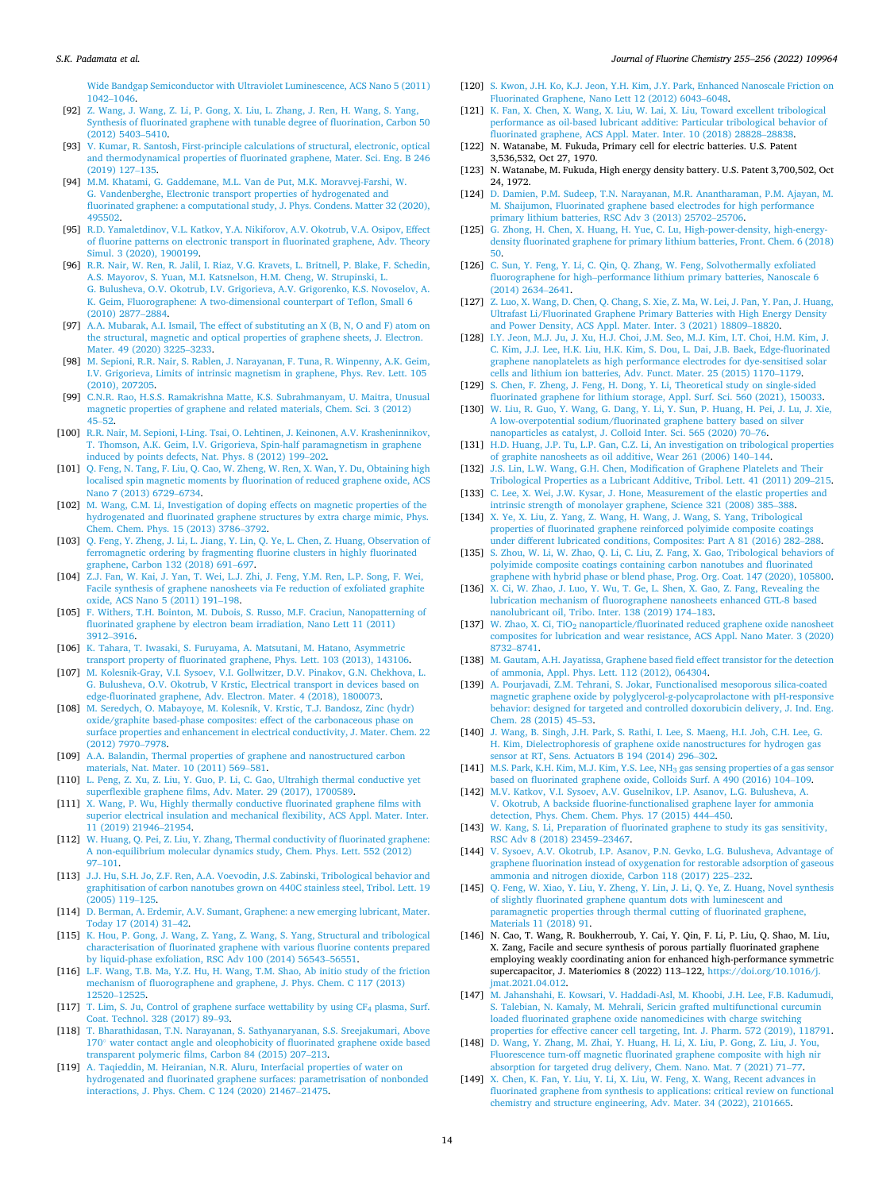Wide Bandgap Semiconductor with Ultraviolet Luminescence, ACS Nano 5 (2011) 1042–1046.

[92] Z. Wang, J. Wang, Z. Li, P. Gong, X. Liu, L. Zhang, J. Ren, H. Wang, S. Yang, Synthesis of fluorinated graphene with tunable degree of fluorination, Carbon 50 (2012) 5403–5410.

[93] V. Kumar, R. Santosh, First-principle calculations of structural, electronic, optical and thermodynamical properties of fluorinated graphene, Mater. Sci. Eng. B 246 (2019) 127–135.

[94] M.M. Khatami, G. Gaddemane, M.L. Van de Put, M.K. Moravvej-Farshi, W. G. Vandenberghe, Electronic transport properties of hydrogenated and fluorinated graphene: a computational study, J. Phys. Condens. Matter 32 (2020), 495502.

[95] R.D. Yamaletdinov, V.L. Katkov, Y.A. Nikiforov, A.V. Okotrub, V.A. Osipov, Effect of fluorine patterns on electronic transport in fluorinated graphene, Adv. Theory Simul. 3 (2020), 1900199.

[96] R.R. Nair, W. Ren, R. Jalil, I. Riaz, V.G. Kravets, L. Britnell, P. Blake, F. Schedin, A.S. Mayorov, S. Yuan, M.I. Katsnelson, H.M. Cheng, W. Strupinski, L. G. Bulusheva, O.V. Okotrub, I.V. Grigorieva, A.V. Grigorenko, K.S. Novoselov, A. K. Geim, Fluorographene: A two-dimensional counterpart of Teflon, Small 6 (2010) 2877–2884.

[97] A.A. Mubarak, A.I. Ismail, The effect of substituting an X (B, N, O and F) atom on the structural, magnetic and optical properties of graphene sheets, J. Electron. Mater. 49 (2020) 3225–3233.

[98] M. Sepioni, R.R. Nair, S. Rablen, J. Narayanan, F. Tuna, R. Winpenny, A.K. Geim, I.V. Grigorieva, Limits of intrinsic magnetism in graphene, Phys. Rev. Lett. 105 (2010), 207205.

[99] C.N.R. Rao, H.S.S. Ramakrishna Matte, K.S. Subrahmanyam, U. Maitra, Unusual magnetic properties of graphene and related materials, Chem. Sci. 3 (2012) 45–52.

[100] R.R. Nair, M. Sepioni, I-Ling. Tsai, O. Lehtinen, J. Keinonen, A.V. Krasheninnikov, T. Thomson, A.K. Geim, I.V. Grigorieva, Spin-half paramagnetism in graphene induced by points defects, Nat. Phys. 8 (2012) 199–202.

[101] Q. Feng, N. Tang, F. Liu, Q. Cao, W. Zheng, W. Ren, X. Wan, Y. Du, Obtaining high localised spin magnetic moments by fluorination of reduced graphene oxide, ACS Nano 7 (2013) 6729–6734.

[102] M. Wang, C.M. Li, Investigation of doping effects on magnetic properties of the hydrogenated and fluorinated graphene structures by extra charge mimic, Phys. Chem. Chem. Phys. 15 (2013) 3786–3792.

[103] Q. Feng, Y. Zheng, J. Li, L. Jiang, Y. Lin, Q. Ye, L. Chen, Z. Huang, Observation of ferromagnetic ordering by fragmenting fluorine clusters in highly fluorinated graphene, Carbon 132 (2018) 691–697.

[104] Z.J. Fan, W. Kai, J. Yan, T. Wei, L.J. Zhi, J. Feng, Y.M. Ren, L.P. Song, F. Wei, Facile synthesis of graphene nanosheets via Fe reduction of exfoliated graphite oxide, ACS Nano 5 (2011) 191–198.

[105] F. Withers, T.H. Bointon, M. Dubois, S. Russo, M.F. Craciun, Nanopatterning of fluorinated graphene by electron beam irradiation, Nano Lett 11 (2011) 3912–3916.

[106] K. Tahara, T. Iwasaki, S. Furuyama, A. Matsutani, M. Hatano, Asymmetric transport property of fluorinated graphene, Phys. Lett. 103 (2013), 143106.

[107] M. Kolesnik-Gray, V.I. Sysoev, V.I. Gollwitzer, D.V. Pinakov, G.N. Chekhova, L. G. Bulusheva, O.V. Okotrub, V Krstic, Electrical transport in devices based on edge-fluorinated graphene, Adv. Electron. Mater. 4 (2018), 1800073.

[108] M. Seredych, O. Mabayoye, M. Kolesnik, V. Krstic, T.J. Bandosz, Zinc (hydr) oxide/graphite based-phase composites: effect of the carbonaceous phase on surface properties and enhancement in electrical conductivity, J. Mater. Chem. 22 (2012) 7970–7978.

[109] A.A. Balandin, Thermal properties of graphene and nanostructured carbon materials, Nat. Mater. 10 (2011) 569–581.

[110] L. Peng, Z. Xu, Z. Liu, Y. Guo, P. Li, C. Gao, Ultrahigh thermal conductive yet superflexible graphene films, Adv. Mater. 29 (2017), 1700589.

[111] X. Wang, P. Wu, Highly thermally conductive fluorinated graphene films with superior electrical insulation and mechanical flexibility, ACS Appl. Mater. Inter. 11 (2019) 21946–21954.

[112] W. Huang, Q. Pei, Z. Liu, Y. Zhang, Thermal conductivity of fluorinated graphene: A non-equilibrium molecular dynamics study, Chem. Phys. Lett. 552 (2012) 97–101.

[113] J.J. Hu, S.H. Jo, Z.F. Ren, A.A. Voevodin, J.S. Zabinski, Tribological behavior and graphitisation of carbon nanotubes grown on 440C stainless steel, Tribol. Lett. 19 (2005) 119–125.

[114] D. Berman, A. Erdemir, A.V. Sumant, Graphene: a new emerging lubricant, Mater. Today 17 (2014) 31–42.

[115] K. Hou, P. Gong, J. Wang, Z. Yang, Z. Wang, S. Yang, Structural and tribological characterisation of fluorinated graphene with various fluorine contents prepared by liquid-phase exfoliation, RSC Adv 100 (2014) 56543–56551.

[116] L.F. Wang, T.B. Ma, Y.Z. Hu, H. Wang, T.M. Shao, Ab initio study of the friction mechanism of fluorographene and graphene, J. Phys. Chem. C 117 (2013) 12520–12525.

[117] T. Lim, S. Ju, Control of graphene surface wettability by using $CF_4$ plasma, Surf. Coat. Technol. 328 (2017) 89–93.

[118] T. Bharathidasan, T.N. Narayanan, S. Sathyanaryanan, S.S. Sreejakumari, Above 170° water contact angle and oleophobicity of fluorinated graphene oxide based transparent polymeric films, Carbon 84 (2015) 207–213.

[119] A. Taqieddin, M. Heiranian, N.R. Aluru, Interfacial properties of water on hydrogenated and fluorinated graphene surfaces: parametrisation of nonbonded interactions, J. Phys. Chem. C 124 (2020) 21467–21475.

[120] S. Kwon, J.H. Ko, K.J. Jeon, Y.H. Kim, J.Y. Park, Enhanced Nanoscale Friction on Fluorinated Graphene, Nano Lett 12 (2012) 6043–6048.

[121] K. Fan, X. Chen, X. Wang, X. Liu, W. Lai, X. Liu, Toward excellent tribological performance as oil-based lubricant additive: Particular tribological behavior of fluorinated graphene, ACS Appl. Mater. Inter. 10 (2018) 28828–28838.

[122] N. Watanabe, M. Fukuda, Primary cell for electric batteries. U.S. Patent 3,536,532, Oct 27, 1970.

[123] N. Watanabe, M. Fukuda, High energy density battery. U.S. Patent 3,700,502, Oct 24, 1972.

[124] D. Damien, P.M. Sudeep, T.N. Narayanan, M.R. Anantharaman, P.M. Ajayan, M. M. Shaijumon, Fluorinated graphene based electrodes for high performance primary lithium batteries, RSC Adv 3 (2013) 25702–25706.

[125] G. Zhong, H. Chen, X. Huang, H. Yue, C. Lu, High-power-density, high-energy-density fluorinated graphene for primary lithium batteries, Front. Chem. 6 (2018) 50.

[126] C. Sun, Y. Feng, Y. Li, C. Qin, Q. Zhang, W. Feng, Solvothermally exfoliated fluorographene for high–performance lithium primary batteries, Nanoscale 6 (2014) 2634–2641.

[127] Z. Luo, X. Wang, D. Chen, Q. Chang, S. Xie, Z. Ma, W. Lei, J. Pan, Y. Pan, J. Huang, Ultrafast Li/Fluorinated Graphene Primary Batteries with High Energy Density and Power Density, ACS Appl. Mater. Inter. 3 (2021) 18809–18820.

[128] I.Y. Jeon, M.J. Ju, J. Xu, H.J. Choi, J.M. Seo, M.J. Kim, I.T. Choi, H.M. Kim, J. C. Kim, J.J. Lee, H.K. Liu, H.K. Kim, S. Dou, L. Dai, J.B. Baek, Edge-fluorinated graphene nanoplatelets as high performance electrodes for dye-sensitised solar cells and lithium ion batteries, Adv. Funct. Mater. 25 (2015) 1170–1179.

[129] S. Chen, F. Zheng, J. Feng, H. Dong, Y. Li, Theoretical study on single-sided fluorinated graphene for lithium storage, Appl. Surf. Sci. 560 (2021), 150033.

[130] W. Liu, R. Guo, Y. Wang, G. Dang, Y. Li, Y. Sun, P. Huang, H. Pei, J. Lu, J. Xie, A low-overpotential sodium/fluorinated graphene battery based on silver nanoparticles as catalyst, J. Colloid Inter. Sci. 565 (2020) 70–76.

[131] H.D. Huang, J.P. Tu, L.P. Gan, C.Z. Li, An investigation on tribological properties of graphite nanosheets as oil additive, Wear 261 (2006) 140–144.

[132] J.S. Lin, L.W. Wang, G.H. Chen, Modification of Graphene Platelets and Their Tribological Properties as a Lubricant Additive, Tribol. Lett. 41 (2011) 209–215.

[133] C. Lee, X. Wei, J.W. Kysar, J. Hone, Measurement of the elastic properties and intrinsic strength of monolayer graphene, Science 321 (2008) 385–388.

[134] X. Ye, X. Liu, Z. Yang, Z. Wang, H. Wang, J. Wang, S. Yang, Tribological properties of fluorinated graphene reinforced polyimide composite coatings under different lubricated conditions, Composites: Part A 81 (2016) 282–288.

[135] S. Zhou, W. Li, W. Zhao, Q. Li, C. Liu, Z. Fang, X. Gao, Tribological behaviors of polyimide composite coatings containing carbon nanotubes and fluorinated graphene with hybrid phase or blend phase, Prog. Org. Coat. 147 (2020), 105800.

[136] X. Ci, W. Zhao, J. Luo, Y. Wu, T. Ge, L. Shen, X. Gao, Z. Fang, Revealing the lubrication mechanism of fluorographene nanosheets enhanced GTL-8 based nanolubricant oil, Tribo. Inter. 138 (2019) 174–183.

[137] W. Zhao, X. Ci, $TiO_2$ nanoparticle/fluorinated reduced graphene oxide nanosheet composites for lubrication and wear resistance, ACS Appl. Nano Mater. 3 (2020) 8732–8741.

[138] M. Gautam, A.H. Jayatissa, Graphene based field effect transistor for the detection of ammonia, Appl. Phys. Lett. 112 (2012), 064304.

[139] A. Pourjavadi, Z.M. Tehrani, S. Jokar, Functionalised mesoporous silica-coated magnetic graphene oxide by polyglycerol-g-polycaprolactone with pH-responsive behavior: designed for targeted and controlled doxorubicin delivery, J. Ind. Eng. Chem. 28 (2015) 45–53.

[140] J. Wang, B. Singh, J.H. Park, S. Rathi, I. Lee, S. Maeng, H.I. Joh, C.H. Lee, G. H. Kim, Dielectrophoresis of graphene oxide nanostructures for hydrogen gas sensor at RT, Sens. Actuators B 194 (2014) 296–302.

[141] M.S. Park, K.H. Kim, M.J. Kim, Y.S. Lee, $NH_3$ gas sensing properties of a gas sensor based on fluorinated graphene oxide, Colloids Surf. A 490 (2016) 104–109.

[142] M.V. Katkov, V.I. Sysoev, A.V. Guselnikov, I.P. Asanov, L.G. Bulusheva, A. V. Okotrub, A backside fluorine-functionalised graphene layer for ammonia detection, Phys. Chem. Chem. Phys. 17 (2015) 444–450.

[143] W. Kang, S. Li, Preparation of fluorinated graphene to study its gas sensitivity, RSC Adv 8 (2018) 23459–23467.

[144] V. Sysoev, A.V. Okotrub, I.P. Asanov, P.N. Gevko, L.G. Bulusheva, Advantage of graphene fluorination instead of oxygenation for restorable adsorption of gaseous ammonia and nitrogen dioxide, Carbon 118 (2017) 225–232.

[145] Q. Feng, W. Xiao, Y. Liu, Y. Zheng, Y. Lin, J. Li, Q. Ye, Z. Huang, Novel synthesis of slightly fluorinated graphene quantum dots with luminescent and paramagnetic properties through thermal cutting of fluorinated graphene, Materials 11 (2018) 91.

[146] N. Cao, T. Wang, R. Boukherroub, Y. Cai, Y. Qin, F. Li, P. Liu, Q. Shao, M. Liu, X. Zang, Facile and secure synthesis of porous partially fluorinated graphene employing weakly coordinating anion for enhanced high-performance symmetric supercapacitor, J. Materiomics 8 (2022) 113–122, https://doi.org/10.1016/j.jmat.2021.04.012.

[147] M. Jahanshahi, E. Kowsari, V. Haddadi-Asl, M. Khoobi, J.H. Lee, F.B. Kadumudi, S. Talebian, N. Kamaly, M. Mehrali, Sericin grafted multifunctional curcumin loaded fluorinated graphene oxide nanomedicines with charge switching properties for effective cancer cell targeting, Int. J. Pharm. 572 (2019), 118791.

[148] D. Wang, Y. Zhang, M. Zhai, Y. Huang, H. Li, X. Liu, P. Gong, Z. Liu, J. You, Fluorescence turn-off magnetic fluorinated graphene composite with high nir absorption for targeted drug delivery, Chem. Nano. Mat. 7 (2021) 71–77.

[149] X. Chen, K. Fan, Y. Liu, Y. Li, X. Liu, W. Feng, X. Wang, Recent advances in fluorinated graphene from synthesis to applications: critical review on functional chemistry and structure engineering, Adv. Mater. 34 (2022), 2101665.